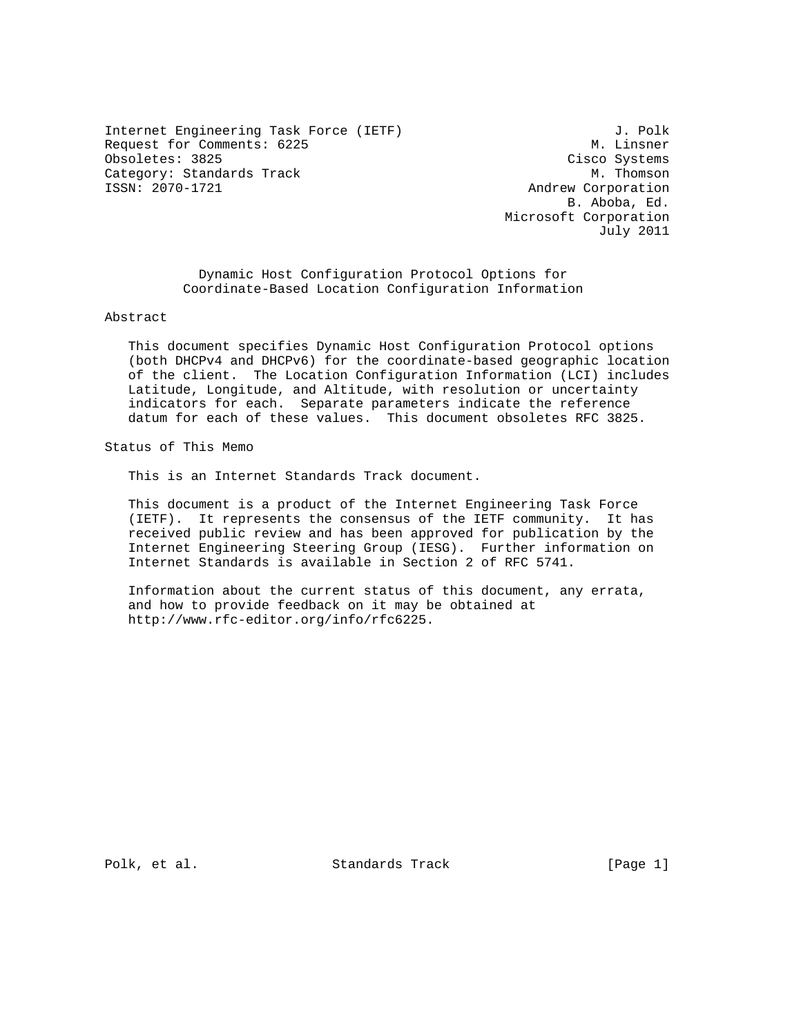Internet Engineering Task Force (IETF) J. Polk
Request for Comments: 6225 M. Linsner
Obsoletes: 3825 Cisco Systems
Category: Standards Track M. Thomson
ISSN: 2070-1721 Andrew Corporation
B. Aboba, Ed.
Microsoft Corporation
July 2011

# Dynamic Host Configuration Protocol Options for Coordinate-Based Location Configuration Information

## Abstract

This document specifies Dynamic Host Configuration Protocol options (both DHCPv4 and DHCPv6) for the coordinate-based geographic location of the client. The Location Configuration Information (LCI) includes Latitude, Longitude, and Altitude, with resolution or uncertainty indicators for each. Separate parameters indicate the reference datum for each of these values. This document obsoletes RFC 3825.

## Status of This Memo

This is an Internet Standards Track document.

This document is a product of the Internet Engineering Task Force (IETF). It represents the consensus of the IETF community. It has received public review and has been approved for publication by the Internet Engineering Steering Group (IESG). Further information on Internet Standards is available in Section 2 of RFC 5741.

Information about the current status of this document, any errata, and how to provide feedback on it may be obtained at http://www.rfc-editor.org/info/rfc6225.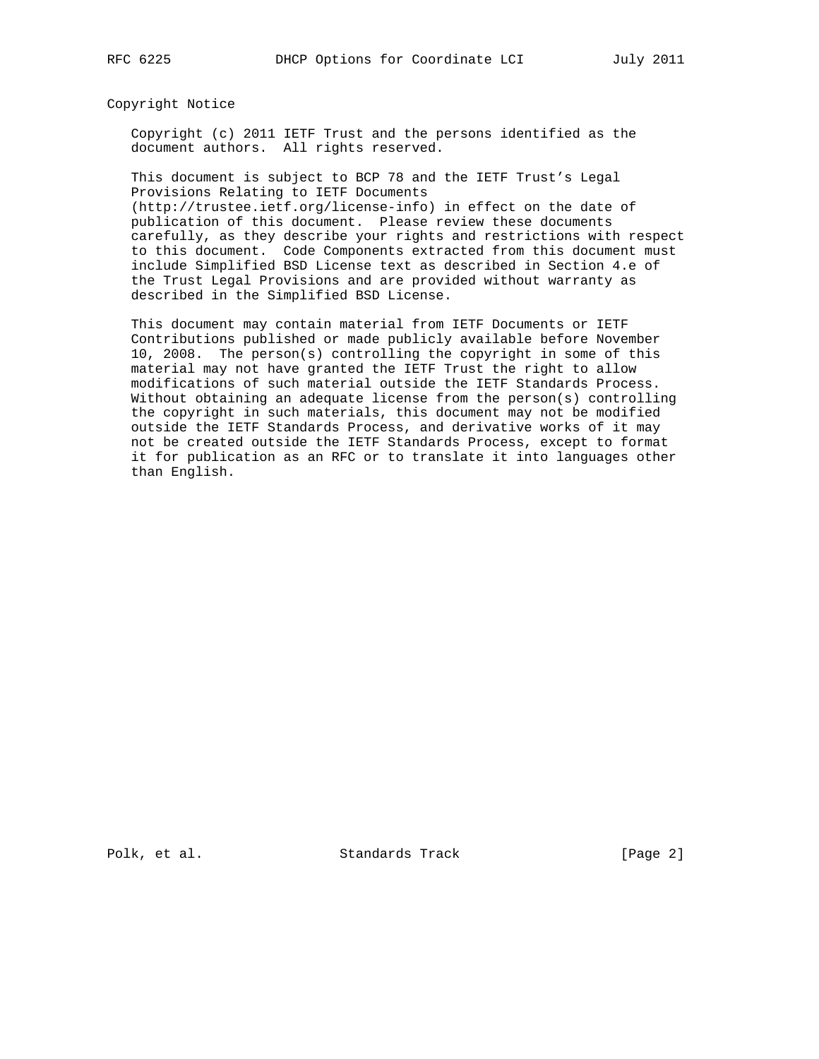## Copyright Notice

Copyright (c) 2011 IETF Trust and the persons identified as the document authors. All rights reserved.

This document is subject to BCP 78 and the IETF Trust's Legal Provisions Relating to IETF Documents (http://trustee.ietf.org/license-info) in effect on the date of publication of this document. Please review these documents carefully, as they describe your rights and restrictions with respect to this document. Code Components extracted from this document must include Simplified BSD License text as described in Section 4.e of the Trust Legal Provisions and are provided without warranty as described in the Simplified BSD License.

This document may contain material from IETF Documents or IETF Contributions published or made publicly available before November 10, 2008. The person(s) controlling the copyright in some of this material may not have granted the IETF Trust the right to allow modifications of such material outside the IETF Standards Process. Without obtaining an adequate license from the person(s) controlling the copyright in such materials, this document may not be modified outside the IETF Standards Process, and derivative works of it may not be created outside the IETF Standards Process, except to format it for publication as an RFC or to translate it into languages other than English.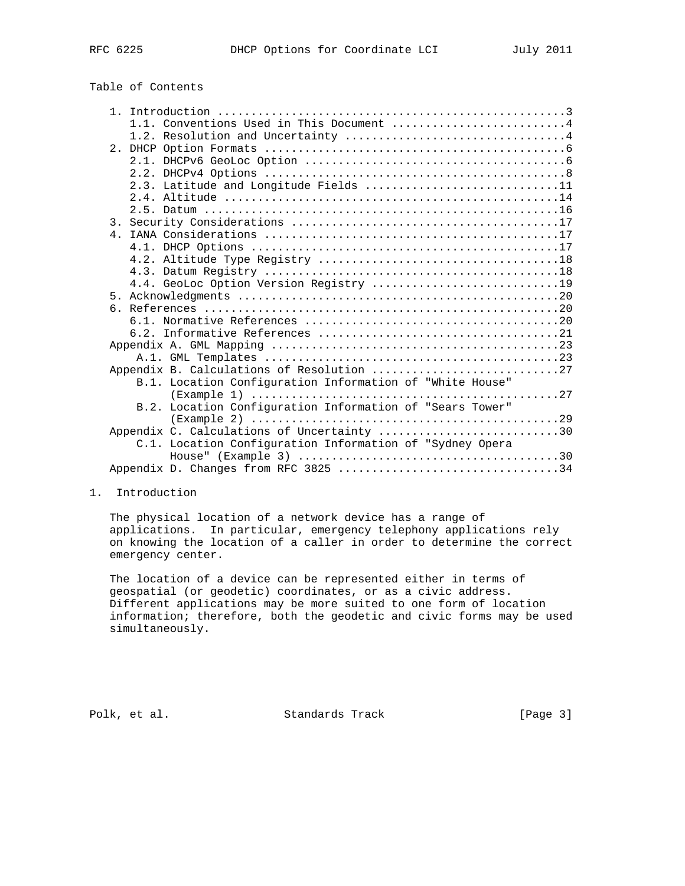## Table of Contents

```
   1. Introduction ....................................................3
      1.1. Conventions Used in This Document ..........................4
      1.2. Resolution and Uncertainty .................................4
   2. DHCP Option Formats .............................................6
      2.1. DHCPv6 GeoLoc Option .......................................6
      2.2. DHCPv4 Options .............................................8
      2.3. Latitude and Longitude Fields .............................11
      2.4. Altitude ..................................................14
      2.5. Datum .....................................................16
   3. Security Considerations ........................................17
   4. IANA Considerations ............................................17
      4.1. DHCP Options ..............................................17
      4.2. Altitude Type Registry ....................................18
      4.3. Datum Registry ............................................18
      4.4. GeoLoc Option Version Registry ............................19
   5. Acknowledgments ................................................20
   6. References .....................................................20
      6.1. Normative References ......................................20
      6.2. Informative References ....................................21
   Appendix A. GML Mapping ...........................................23
       A.1. GML Templates ............................................23
   Appendix B. Calculations of Resolution ............................27
       B.1. Location Configuration Information of "White House"
            (Example 1) ..............................................27
       B.2. Location Configuration Information of "Sears Tower"
            (Example 2) ..............................................29
   Appendix C. Calculations of Uncertainty ...........................30
       C.1. Location Configuration Information of "Sydney Opera
            House" (Example 3) .......................................30
   Appendix D. Changes from RFC 3825 .................................34
```

## 1. Introduction

The physical location of a network device has a range of applications. In particular, emergency telephony applications rely on knowing the location of a caller in order to determine the correct emergency center.

The location of a device can be represented either in terms of geospatial (or geodetic) coordinates, or as a civic address. Different applications may be more suited to one form of location information; therefore, both the geodetic and civic forms may be used simultaneously.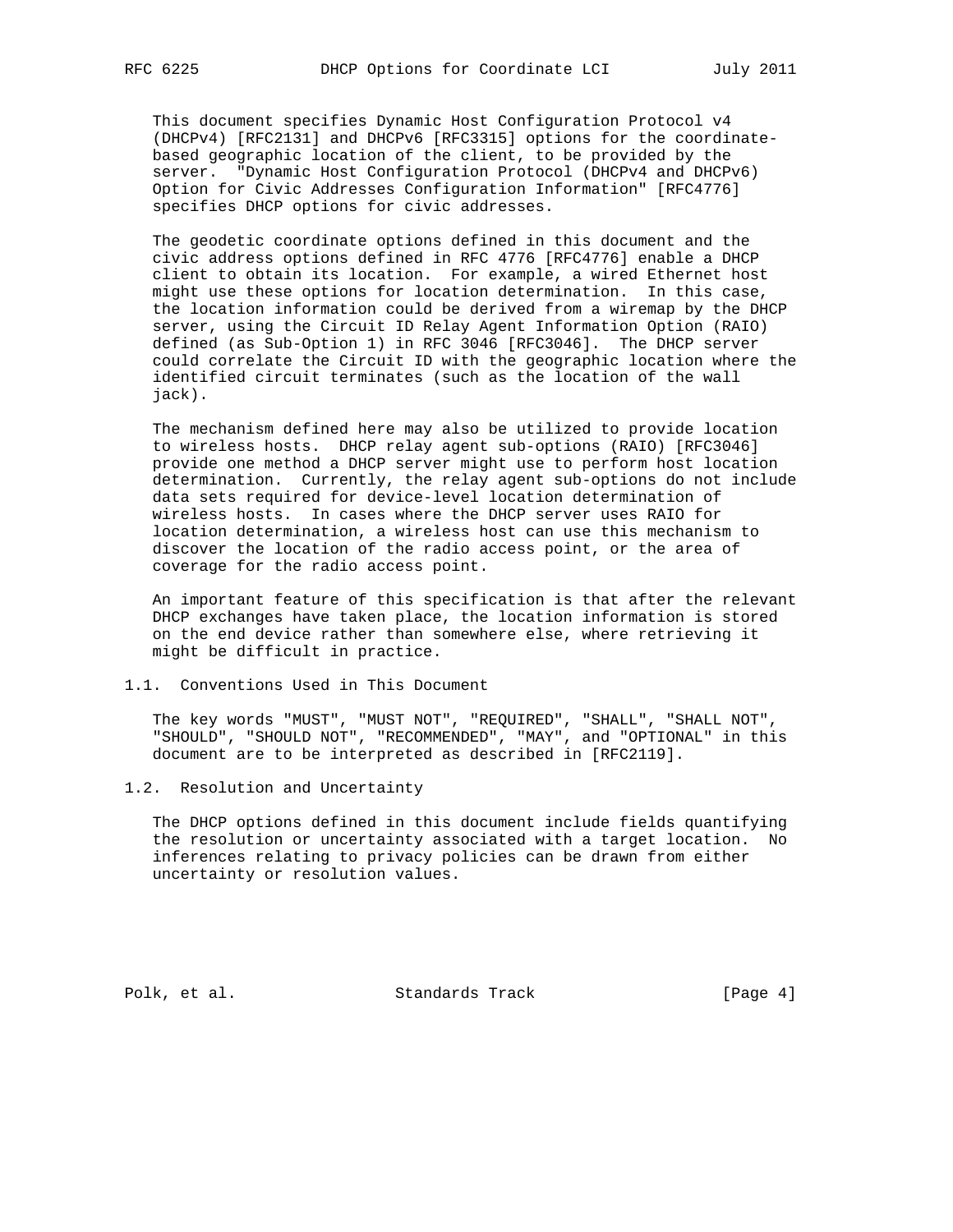This document specifies Dynamic Host Configuration Protocol v4 (DHCPv4) [RFC2131] and DHCPv6 [RFC3315] options for the coordinate-based geographic location of the client, to be provided by the server. "Dynamic Host Configuration Protocol (DHCPv4 and DHCPv6) Option for Civic Addresses Configuration Information" [RFC4776] specifies DHCP options for civic addresses.

The geodetic coordinate options defined in this document and the civic address options defined in RFC 4776 [RFC4776] enable a DHCP client to obtain its location. For example, a wired Ethernet host might use these options for location determination. In this case, the location information could be derived from a wiremap by the DHCP server, using the Circuit ID Relay Agent Information Option (RAIO) defined (as Sub-Option 1) in RFC 3046 [RFC3046]. The DHCP server could correlate the Circuit ID with the geographic location where the identified circuit terminates (such as the location of the wall jack).

The mechanism defined here may also be utilized to provide location to wireless hosts. DHCP relay agent sub-options (RAIO) [RFC3046] provide one method a DHCP server might use to perform host location determination. Currently, the relay agent sub-options do not include data sets required for device-level location determination of wireless hosts. In cases where the DHCP server uses RAIO for location determination, a wireless host can use this mechanism to discover the location of the radio access point, or the area of coverage for the radio access point.

An important feature of this specification is that after the relevant DHCP exchanges have taken place, the location information is stored on the end device rather than somewhere else, where retrieving it might be difficult in practice.

## 1.1. Conventions Used in This Document

The key words "MUST", "MUST NOT", "REQUIRED", "SHALL", "SHALL NOT", "SHOULD", "SHOULD NOT", "RECOMMENDED", "MAY", and "OPTIONAL" in this document are to be interpreted as described in [RFC2119].

## 1.2. Resolution and Uncertainty

The DHCP options defined in this document include fields quantifying the resolution or uncertainty associated with a target location. No inferences relating to privacy policies can be drawn from either uncertainty or resolution values.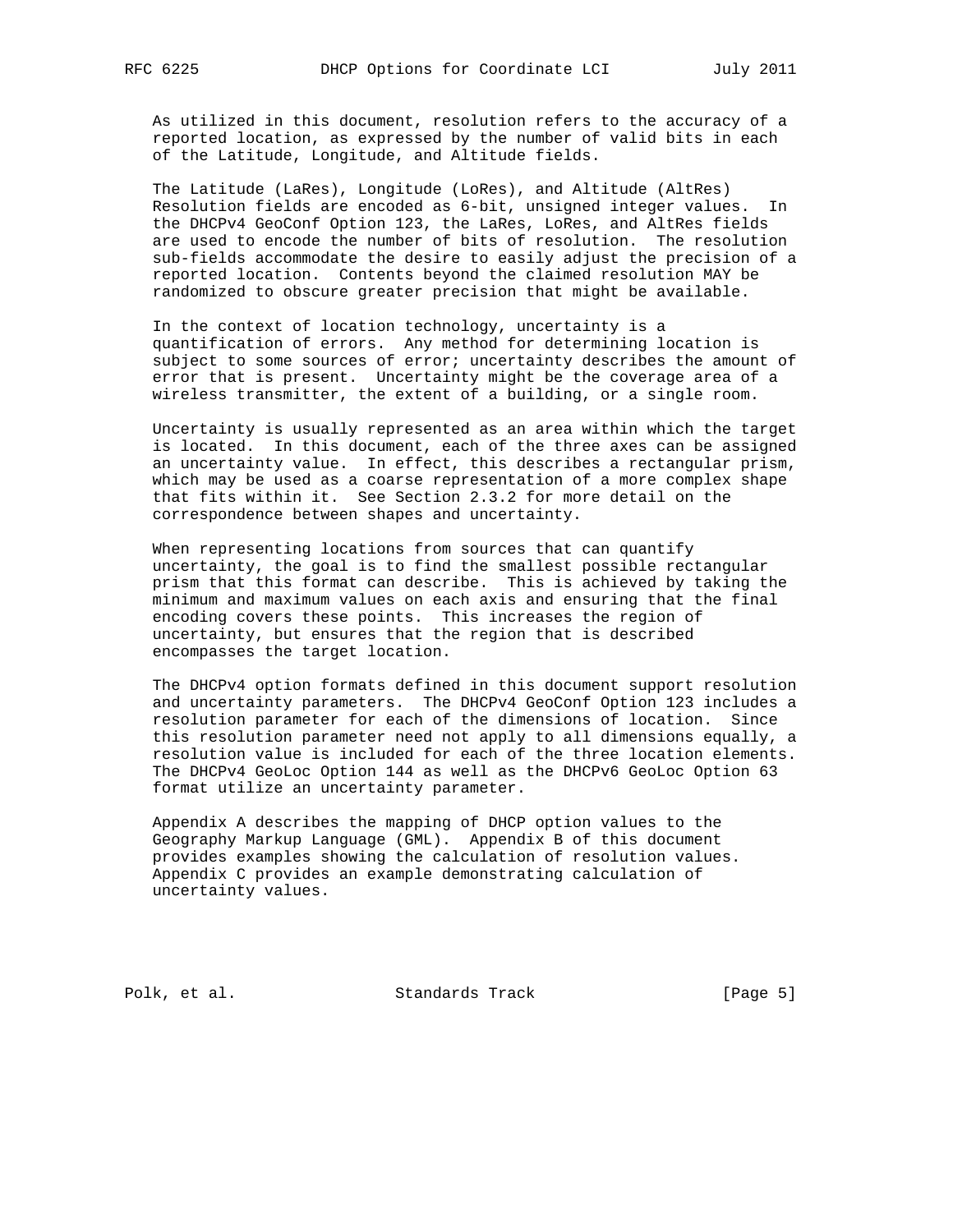As utilized in this document, resolution refers to the accuracy of a reported location, as expressed by the number of valid bits in each of the Latitude, Longitude, and Altitude fields.

The Latitude (LaRes), Longitude (LoRes), and Altitude (AltRes) Resolution fields are encoded as 6-bit, unsigned integer values. In the DHCPv4 GeoConf Option 123, the LaRes, LoRes, and AltRes fields are used to encode the number of bits of resolution. The resolution sub-fields accommodate the desire to easily adjust the precision of a reported location. Contents beyond the claimed resolution MAY be randomized to obscure greater precision that might be available.

In the context of location technology, uncertainty is a quantification of errors. Any method for determining location is subject to some sources of error; uncertainty describes the amount of error that is present. Uncertainty might be the coverage area of a wireless transmitter, the extent of a building, or a single room.

Uncertainty is usually represented as an area within which the target is located. In this document, each of the three axes can be assigned an uncertainty value. In effect, this describes a rectangular prism, which may be used as a coarse representation of a more complex shape that fits within it. See Section 2.3.2 for more detail on the correspondence between shapes and uncertainty.

When representing locations from sources that can quantify uncertainty, the goal is to find the smallest possible rectangular prism that this format can describe. This is achieved by taking the minimum and maximum values on each axis and ensuring that the final encoding covers these points. This increases the region of uncertainty, but ensures that the region that is described encompasses the target location.

The DHCPv4 option formats defined in this document support resolution and uncertainty parameters. The DHCPv4 GeoConf Option 123 includes a resolution parameter for each of the dimensions of location. Since this resolution parameter need not apply to all dimensions equally, a resolution value is included for each of the three location elements. The DHCPv4 GeoLoc Option 144 as well as the DHCPv6 GeoLoc Option 63 format utilize an uncertainty parameter.

Appendix A describes the mapping of DHCP option values to the Geography Markup Language (GML). Appendix B of this document provides examples showing the calculation of resolution values. Appendix C provides an example demonstrating calculation of uncertainty values.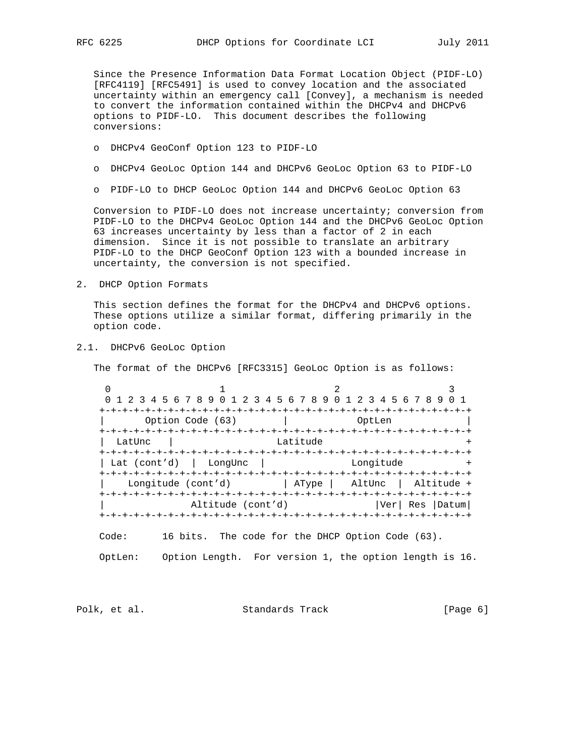Since the Presence Information Data Format Location Object (PIDF-LO) [RFC4119] [RFC5491] is used to convey location and the associated uncertainty within an emergency call [Convey], a mechanism is needed to convert the information contained within the DHCPv4 and DHCPv6 options to PIDF-LO. This document describes the following conversions:

- DHCPv4 GeoConf Option 123 to PIDF-LO
- DHCPv4 GeoLoc Option 144 and DHCPv6 GeoLoc Option 63 to PIDF-LO
- PIDF-LO to DHCP GeoLoc Option 144 and DHCPv6 GeoLoc Option 63

Conversion to PIDF-LO does not increase uncertainty; conversion from PIDF-LO to the DHCPv4 GeoLoc Option 144 and the DHCPv6 GeoLoc Option 63 increases uncertainty by less than a factor of 2 in each dimension. Since it is not possible to translate an arbitrary PIDF-LO to the DHCP GeoConf Option 123 with a bounded increase in uncertainty, the conversion is not specified.

## 2. DHCP Option Formats

This section defines the format for the DHCPv4 and DHCPv6 options. These options utilize a similar format, differing primarily in the option code.

### 2.1. DHCPv6 GeoLoc Option

The format of the DHCPv6 [RFC3315] GeoLoc Option is as follows:

```
 0                   1                   2                   3
 0 1 2 3 4 5 6 7 8 9 0 1 2 3 4 5 6 7 8 9 0 1 2 3 4 5 6 7 8 9 0 1
+-+-+-+-+-+-+-+-+-+-+-+-+-+-+-+-+-+-+-+-+-+-+-+-+-+-+-+-+-+-+-+-+
|      Option Code (63)         |            OptLen             |
+-+-+-+-+-+-+-+-+-+-+-+-+-+-+-+-+-+-+-+-+-+-+-+-+-+-+-+-+-+-+-+-+
|  LatUnc   |                  Latitude                         +
+-+-+-+-+-+-+-+-+-+-+-+-+-+-+-+-+-+-+-+-+-+-+-+-+-+-+-+-+-+-+-+-+
| Lat (cont'd)  |  LongUnc  |              Longitude            +
+-+-+-+-+-+-+-+-+-+-+-+-+-+-+-+-+-+-+-+-+-+-+-+-+-+-+-+-+-+-+-+-+
|    Longitude (cont'd)         | AType |   AltUnc  |  Altitude +
+-+-+-+-+-+-+-+-+-+-+-+-+-+-+-+-+-+-+-+-+-+-+-+-+-+-+-+-+-+-+-+-+
|              Altitude (cont'd)              |Ver| Res |Datum|
+-+-+-+-+-+-+-+-+-+-+-+-+-+-+-+-+-+-+-+-+-+-+-+-+-+-+-+-+-+-+-+-+
```

Code: 16 bits. The code for the DHCP Option Code (63).

OptLen: Option Length. For version 1, the option length is 16.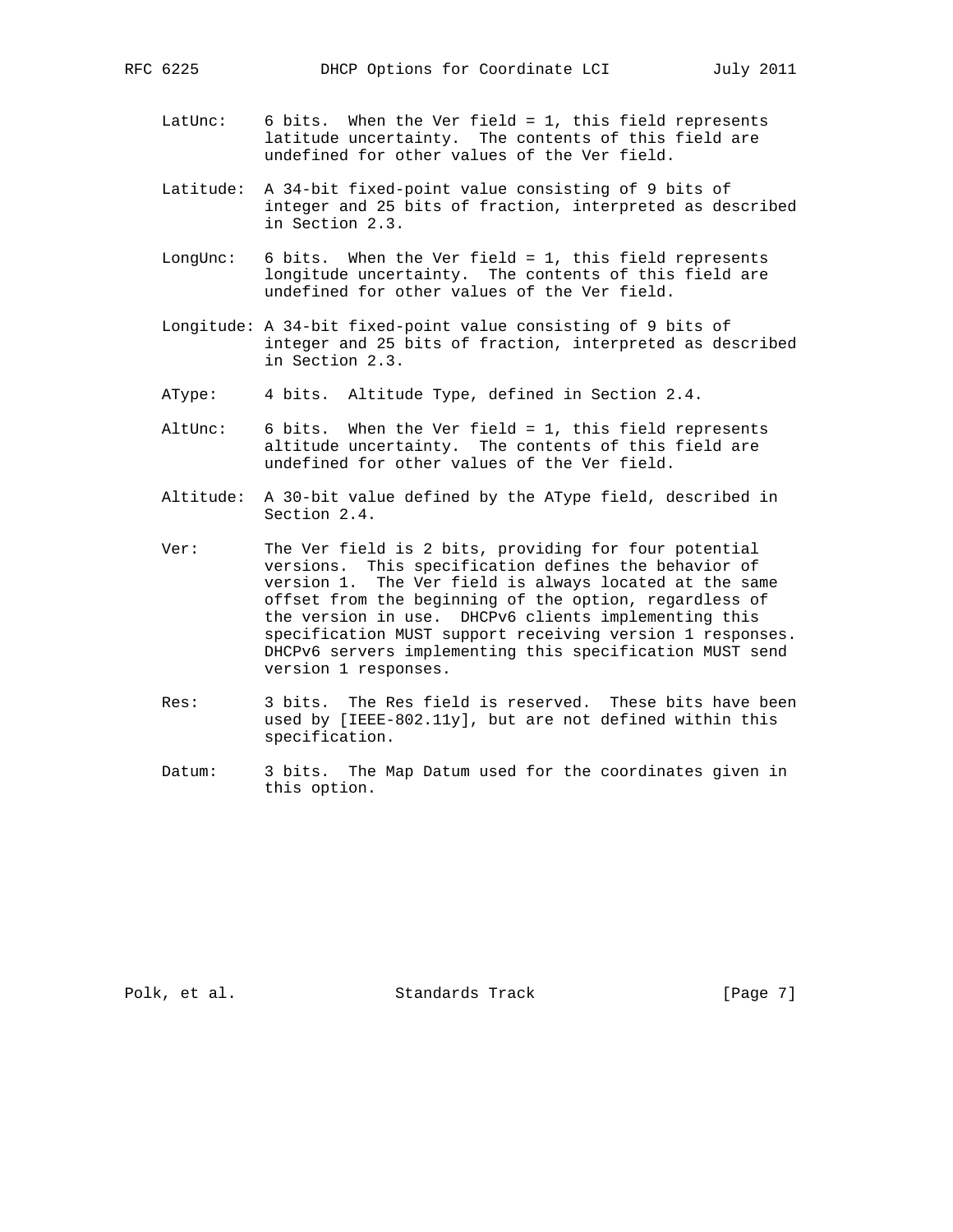LatUnc: 6 bits. When the Ver field = 1, this field represents latitude uncertainty. The contents of this field are undefined for other values of the Ver field.

Latitude: A 34-bit fixed-point value consisting of 9 bits of integer and 25 bits of fraction, interpreted as described in Section 2.3.

LongUnc: 6 bits. When the Ver field = 1, this field represents longitude uncertainty. The contents of this field are undefined for other values of the Ver field.

Longitude: A 34-bit fixed-point value consisting of 9 bits of integer and 25 bits of fraction, interpreted as described in Section 2.3.

AType: 4 bits. Altitude Type, defined in Section 2.4.

AltUnc: 6 bits. When the Ver field = 1, this field represents altitude uncertainty. The contents of this field are undefined for other values of the Ver field.

Altitude: A 30-bit value defined by the AType field, described in Section 2.4.

Ver: The Ver field is 2 bits, providing for four potential versions. This specification defines the behavior of version 1. The Ver field is always located at the same offset from the beginning of the option, regardless of the version in use. DHCPv6 clients implementing this specification MUST support receiving version 1 responses. DHCPv6 servers implementing this specification MUST send version 1 responses.

Res: 3 bits. The Res field is reserved. These bits have been used by [IEEE-802.11y], but are not defined within this specification.

Datum: 3 bits. The Map Datum used for the coordinates given in this option.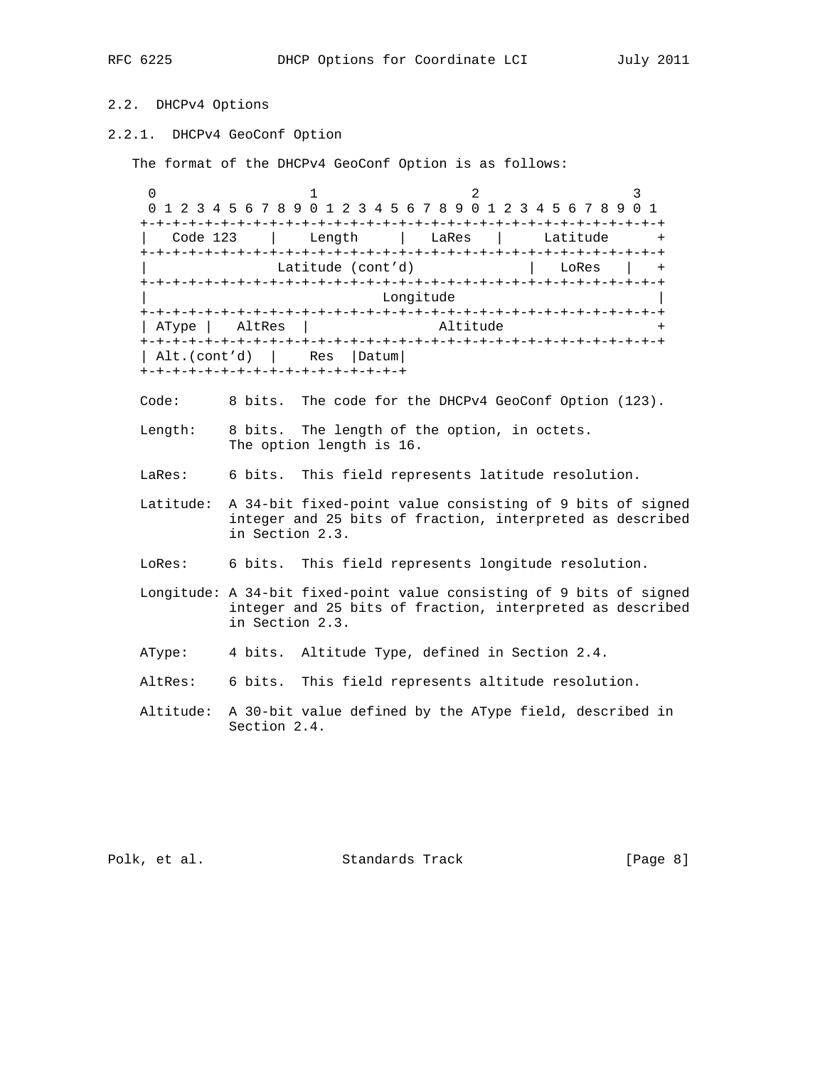## 2.2. DHCPv4 Options

### 2.2.1. DHCPv4 GeoConf Option

The format of the DHCPv4 GeoConf Option is as follows:

```
 0                   1                   2                   3
 0 1 2 3 4 5 6 7 8 9 0 1 2 3 4 5 6 7 8 9 0 1 2 3 4 5 6 7 8 9 0 1
+-+-+-+-+-+-+-+-+-+-+-+-+-+-+-+-+-+-+-+-+-+-+-+-+-+-+-+-+-+-+-+-+
|   Code 123    |    Length     |   LaRes   |     Latitude      +
+-+-+-+-+-+-+-+-+-+-+-+-+-+-+-+-+-+-+-+-+-+-+-+-+-+-+-+-+-+-+-+-+
|               Latitude (cont'd)               |   LoRes   |   +
+-+-+-+-+-+-+-+-+-+-+-+-+-+-+-+-+-+-+-+-+-+-+-+-+-+-+-+-+-+-+-+-+
|                             Longitude                         |
+-+-+-+-+-+-+-+-+-+-+-+-+-+-+-+-+-+-+-+-+-+-+-+-+-+-+-+-+-+-+-+-+
| AType |   AltRes  |                Altitude                   +
+-+-+-+-+-+-+-+-+-+-+-+-+-+-+-+-+-+-+-+-+-+-+-+-+-+-+-+-+-+-+-+-+
| Alt.(cont'd)  |    Res  |Datum|
+-+-+-+-+-+-+-+-+-+-+-+-+-+-+-+-+
```

Code: 8 bits. The code for the DHCPv4 GeoConf Option (123).

Length: 8 bits. The length of the option, in octets. The option length is 16.

LaRes: 6 bits. This field represents latitude resolution.

Latitude: A 34-bit fixed-point value consisting of 9 bits of signed integer and 25 bits of fraction, interpreted as described in Section 2.3.

LoRes: 6 bits. This field represents longitude resolution.

Longitude: A 34-bit fixed-point value consisting of 9 bits of signed integer and 25 bits of fraction, interpreted as described in Section 2.3.

AType: 4 bits. Altitude Type, defined in Section 2.4.

AltRes: 6 bits. This field represents altitude resolution.

Altitude: A 30-bit value defined by the AType field, described in Section 2.4.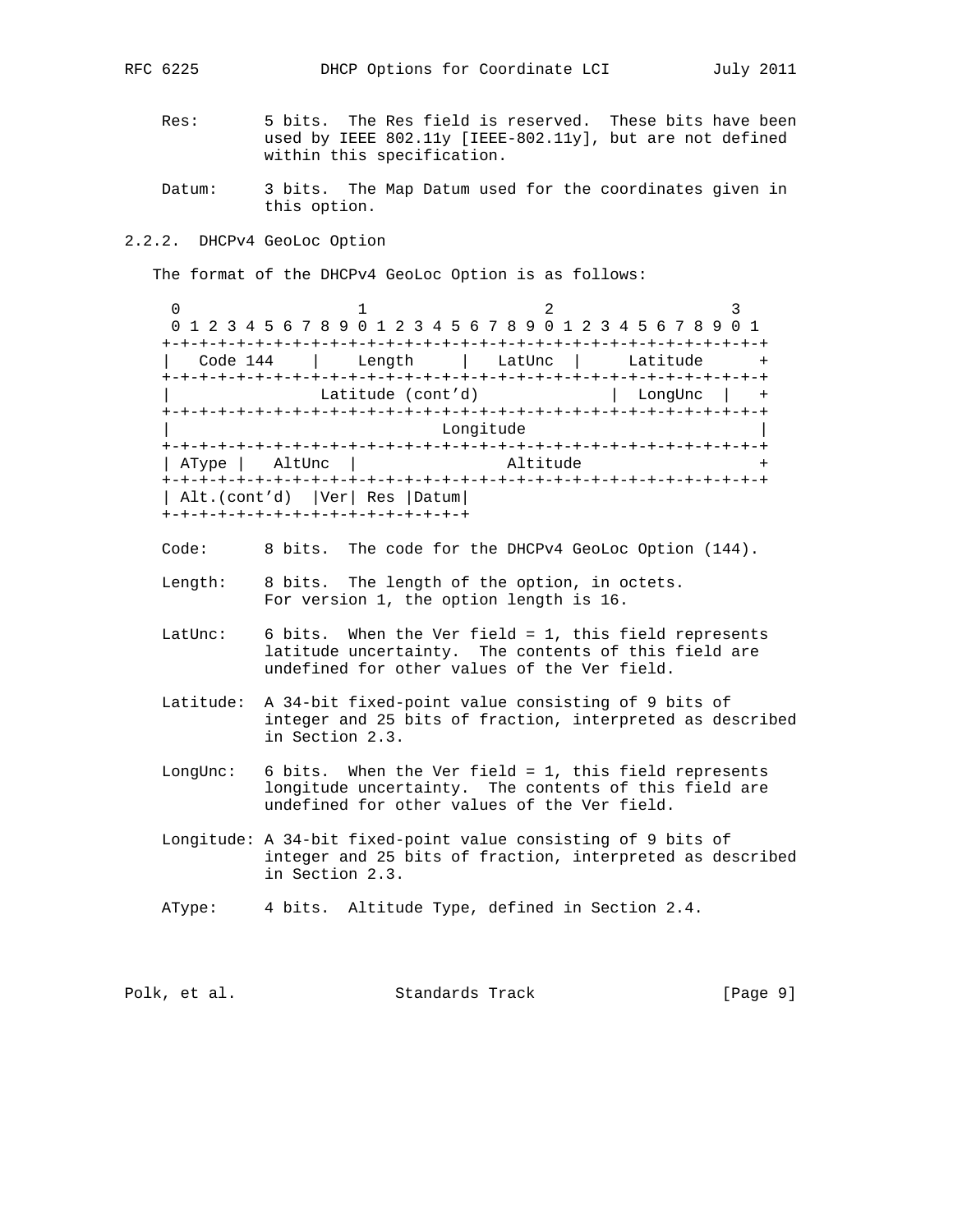Res: 5 bits. The Res field is reserved. These bits have been used by IEEE 802.11y [IEEE-802.11y], but are not defined within this specification.

Datum: 3 bits. The Map Datum used for the coordinates given in this option.

### 2.2.2. DHCPv4 GeoLoc Option

The format of the DHCPv4 GeoLoc Option is as follows:

```
 0                   1                   2                   3
 0 1 2 3 4 5 6 7 8 9 0 1 2 3 4 5 6 7 8 9 0 1 2 3 4 5 6 7 8 9 0 1
+-+-+-+-+-+-+-+-+-+-+-+-+-+-+-+-+-+-+-+-+-+-+-+-+-+-+-+-+-+-+-+-+
|  Code 144     |    Length     |  LatUnc   |     Latitude      +
+-+-+-+-+-+-+-+-+-+-+-+-+-+-+-+-+-+-+-+-+-+-+-+-+-+-+-+-+-+-+-+-+
|              Latitude (cont'd)             |  LongUnc  |   +
+-+-+-+-+-+-+-+-+-+-+-+-+-+-+-+-+-+-+-+-+-+-+-+-+-+-+-+-+-+-+-+-+
|                           Longitude                           |
+-+-+-+-+-+-+-+-+-+-+-+-+-+-+-+-+-+-+-+-+-+-+-+-+-+-+-+-+-+-+-+-+
| AType |   AltUnc  |               Altitude                    +
+-+-+-+-+-+-+-+-+-+-+-+-+-+-+-+-+-+-+-+-+-+-+-+-+-+-+-+-+-+-+-+-+
| Alt.(cont'd)  |Ver| Res |Datum|
+-+-+-+-+-+-+-+-+-+-+-+-+-+-+-+-+
```

Code: 8 bits. The code for the DHCPv4 GeoLoc Option (144).

Length: 8 bits. The length of the option, in octets. For version 1, the option length is 16.

LatUnc: 6 bits. When the Ver field = 1, this field represents latitude uncertainty. The contents of this field are undefined for other values of the Ver field.

Latitude: A 34-bit fixed-point value consisting of 9 bits of integer and 25 bits of fraction, interpreted as described in Section 2.3.

LongUnc: 6 bits. When the Ver field = 1, this field represents longitude uncertainty. The contents of this field are undefined for other values of the Ver field.

Longitude: A 34-bit fixed-point value consisting of 9 bits of integer and 25 bits of fraction, interpreted as described in Section 2.3.

AType: 4 bits. Altitude Type, defined in Section 2.4.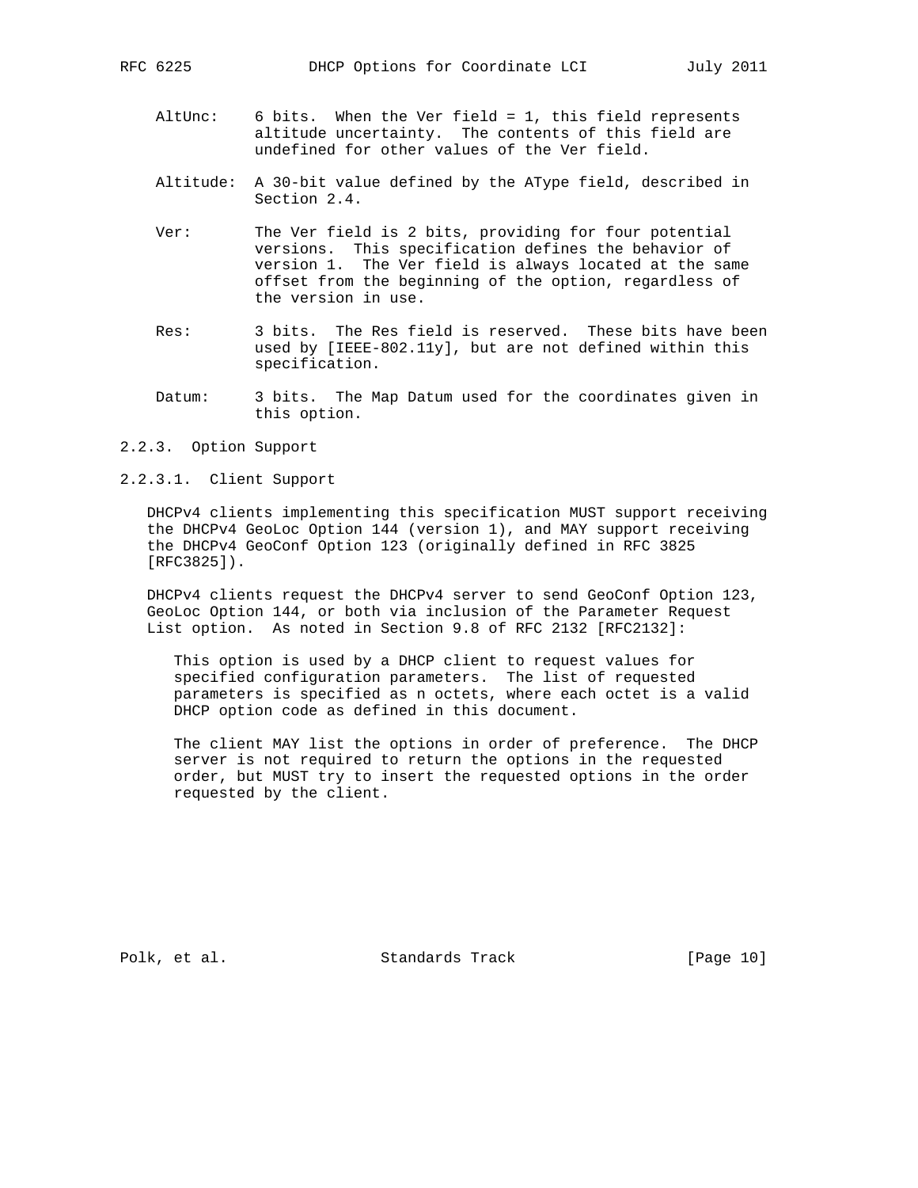AltUnc: 6 bits. When the Ver field = 1, this field represents altitude uncertainty. The contents of this field are undefined for other values of the Ver field.

Altitude: A 30-bit value defined by the AType field, described in Section 2.4.

Ver: The Ver field is 2 bits, providing for four potential versions. This specification defines the behavior of version 1. The Ver field is always located at the same offset from the beginning of the option, regardless of the version in use.

Res: 3 bits. The Res field is reserved. These bits have been used by [IEEE-802.11y], but are not defined within this specification.

Datum: 3 bits. The Map Datum used for the coordinates given in this option.

#### 2.2.3. Option Support

##### 2.2.3.1. Client Support

DHCPv4 clients implementing this specification MUST support receiving the DHCPv4 GeoLoc Option 144 (version 1), and MAY support receiving the DHCPv4 GeoConf Option 123 (originally defined in RFC 3825 [RFC3825]).

DHCPv4 clients request the DHCPv4 server to send GeoConf Option 123, GeoLoc Option 144, or both via inclusion of the Parameter Request List option. As noted in Section 9.8 of RFC 2132 [RFC2132]:

> This option is used by a DHCP client to request values for specified configuration parameters. The list of requested parameters is specified as n octets, where each octet is a valid DHCP option code as defined in this document.
>
> The client MAY list the options in order of preference. The DHCP server is not required to return the options in the requested order, but MUST try to insert the requested options in the order requested by the client.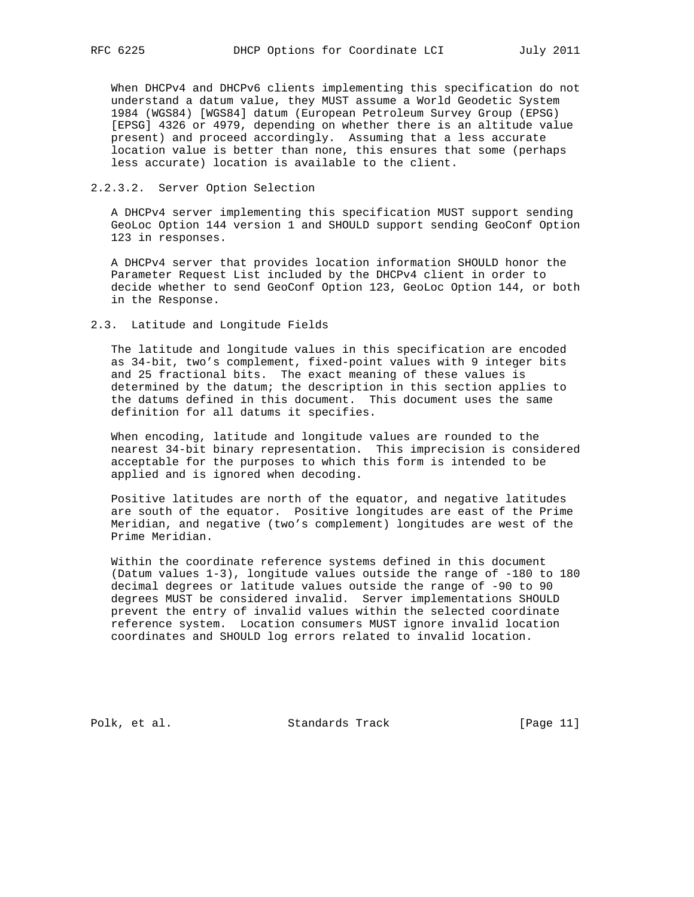When DHCPv4 and DHCPv6 clients implementing this specification do not understand a datum value, they MUST assume a World Geodetic System 1984 (WGS84) [WGS84] datum (European Petroleum Survey Group (EPSG) [EPSG] 4326 or 4979, depending on whether there is an altitude value present) and proceed accordingly. Assuming that a less accurate location value is better than none, this ensures that some (perhaps less accurate) location is available to the client.

#### 2.2.3.2. Server Option Selection

A DHCPv4 server implementing this specification MUST support sending GeoLoc Option 144 version 1 and SHOULD support sending GeoConf Option 123 in responses.

A DHCPv4 server that provides location information SHOULD honor the Parameter Request List included by the DHCPv4 client in order to decide whether to send GeoConf Option 123, GeoLoc Option 144, or both in the Response.

### 2.3. Latitude and Longitude Fields

The latitude and longitude values in this specification are encoded as 34-bit, two’s complement, fixed-point values with 9 integer bits and 25 fractional bits. The exact meaning of these values is determined by the datum; the description in this section applies to the datums defined in this document. This document uses the same definition for all datums it specifies.

When encoding, latitude and longitude values are rounded to the nearest 34-bit binary representation. This imprecision is considered acceptable for the purposes to which this form is intended to be applied and is ignored when decoding.

Positive latitudes are north of the equator, and negative latitudes are south of the equator. Positive longitudes are east of the Prime Meridian, and negative (two’s complement) longitudes are west of the Prime Meridian.

Within the coordinate reference systems defined in this document (Datum values 1-3), longitude values outside the range of -180 to 180 decimal degrees or latitude values outside the range of -90 to 90 degrees MUST be considered invalid. Server implementations SHOULD prevent the entry of invalid values within the selected coordinate reference system. Location consumers MUST ignore invalid location coordinates and SHOULD log errors related to invalid location.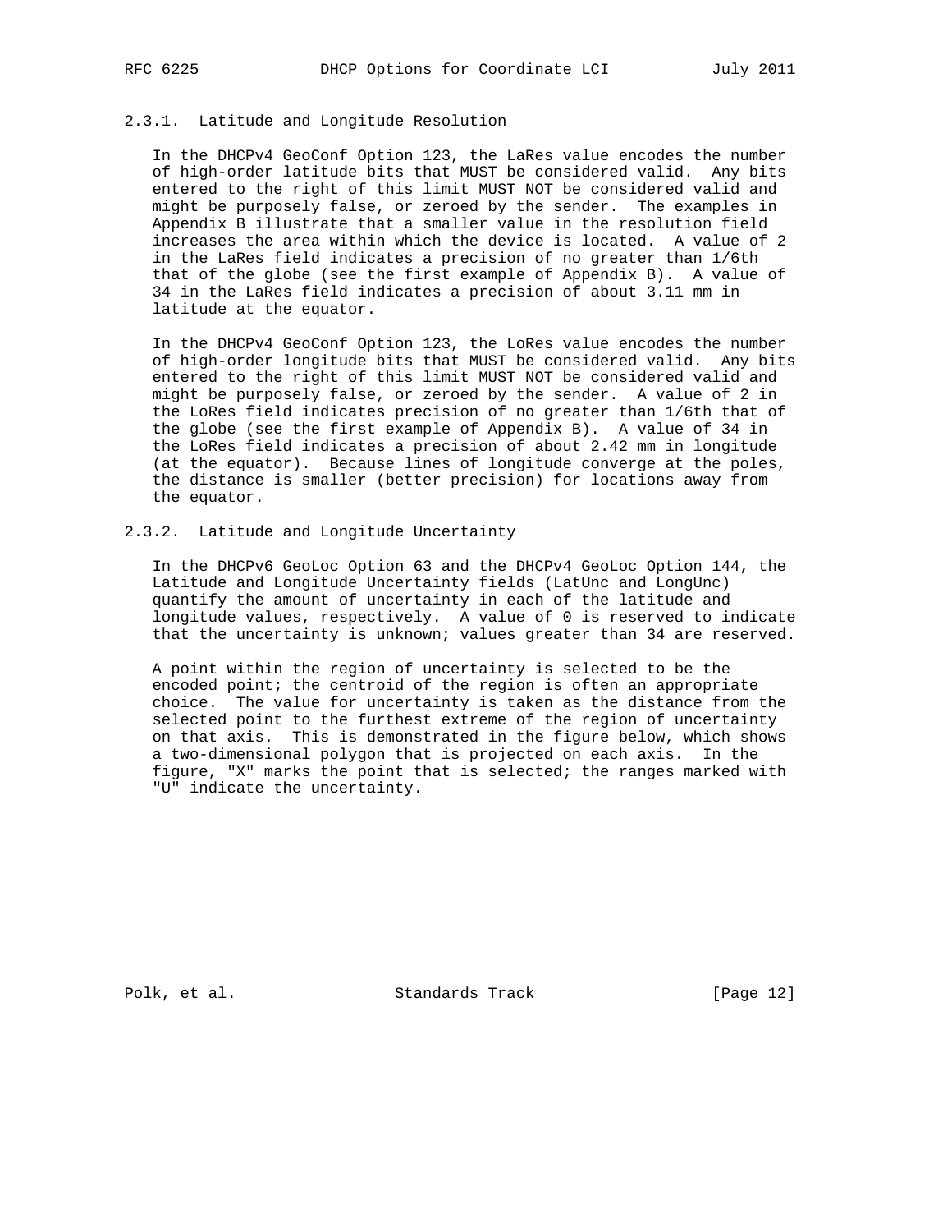### 2.3.1. Latitude and Longitude Resolution

In the DHCPv4 GeoConf Option 123, the LaRes value encodes the number of high-order latitude bits that MUST be considered valid. Any bits entered to the right of this limit MUST NOT be considered valid and might be purposely false, or zeroed by the sender. The examples in Appendix B illustrate that a smaller value in the resolution field increases the area within which the device is located. A value of 2 in the LaRes field indicates a precision of no greater than 1/6th that of the globe (see the first example of Appendix B). A value of 34 in the LaRes field indicates a precision of about 3.11 mm in latitude at the equator.

In the DHCPv4 GeoConf Option 123, the LoRes value encodes the number of high-order longitude bits that MUST be considered valid. Any bits entered to the right of this limit MUST NOT be considered valid and might be purposely false, or zeroed by the sender. A value of 2 in the LoRes field indicates precision of no greater than 1/6th that of the globe (see the first example of Appendix B). A value of 34 in the LoRes field indicates a precision of about 2.42 mm in longitude (at the equator). Because lines of longitude converge at the poles, the distance is smaller (better precision) for locations away from the equator.

### 2.3.2. Latitude and Longitude Uncertainty

In the DHCPv6 GeoLoc Option 63 and the DHCPv4 GeoLoc Option 144, the Latitude and Longitude Uncertainty fields (LatUnc and LongUnc) quantify the amount of uncertainty in each of the latitude and longitude values, respectively. A value of 0 is reserved to indicate that the uncertainty is unknown; values greater than 34 are reserved.

A point within the region of uncertainty is selected to be the encoded point; the centroid of the region is often an appropriate choice. The value for uncertainty is taken as the distance from the selected point to the furthest extreme of the region of uncertainty on that axis. This is demonstrated in the figure below, which shows a two-dimensional polygon that is projected on each axis. In the figure, "X" marks the point that is selected; the ranges marked with "U" indicate the uncertainty.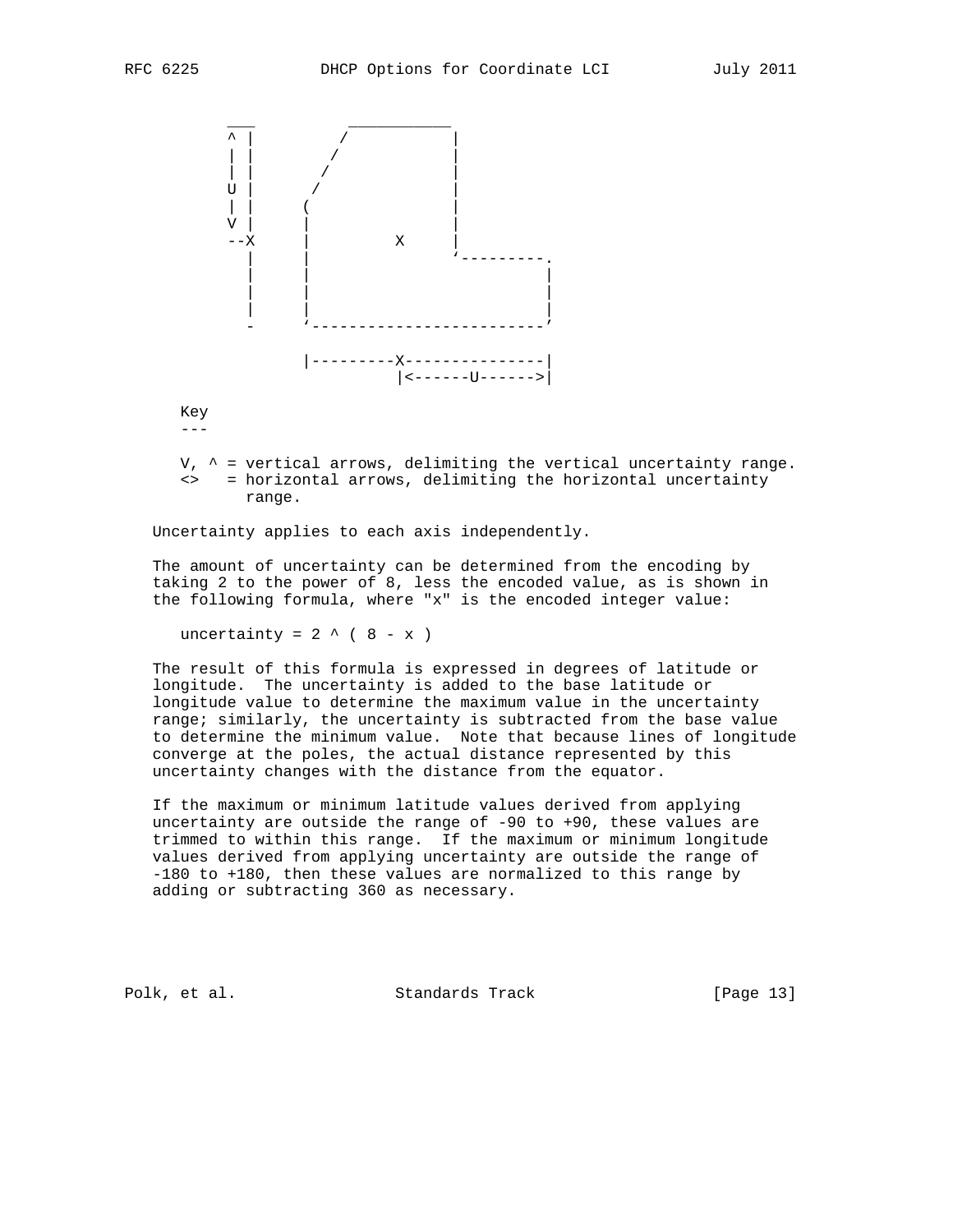```
         ___          ___________
         ^ |         /           |
         | |        /            |
         | |       /             |
         U |      /              |
         | |     (               |
         V |     |               |
         --X     |         X     |
           |     |               `---------.
           |     |                         |
           |     |                         |
           |     |                         |
           -     `-------------------------'

                 |---------X---------------|
                           |<------U------>|
```

Key
---

V, ^ = vertical arrows, delimiting the vertical uncertainty range.
<>   = horizontal arrows, delimiting the horizontal uncertainty range.

Uncertainty applies to each axis independently.

The amount of uncertainty can be determined from the encoding by taking 2 to the power of 8, less the encoded value, as is shown in the following formula, where "x" is the encoded integer value:

$$\text{uncertainty} = 2 ^ { ( 8 - x ) }$$

The result of this formula is expressed in degrees of latitude or longitude. The uncertainty is added to the base latitude or longitude value to determine the maximum value in the uncertainty range; similarly, the uncertainty is subtracted from the base value to determine the minimum value. Note that because lines of longitude converge at the poles, the actual distance represented by this uncertainty changes with the distance from the equator.

If the maximum or minimum latitude values derived from applying uncertainty are outside the range of -90 to +90, these values are trimmed to within this range. If the maximum or minimum longitude values derived from applying uncertainty are outside the range of -180 to +180, then these values are normalized to this range by adding or subtracting 360 as necessary.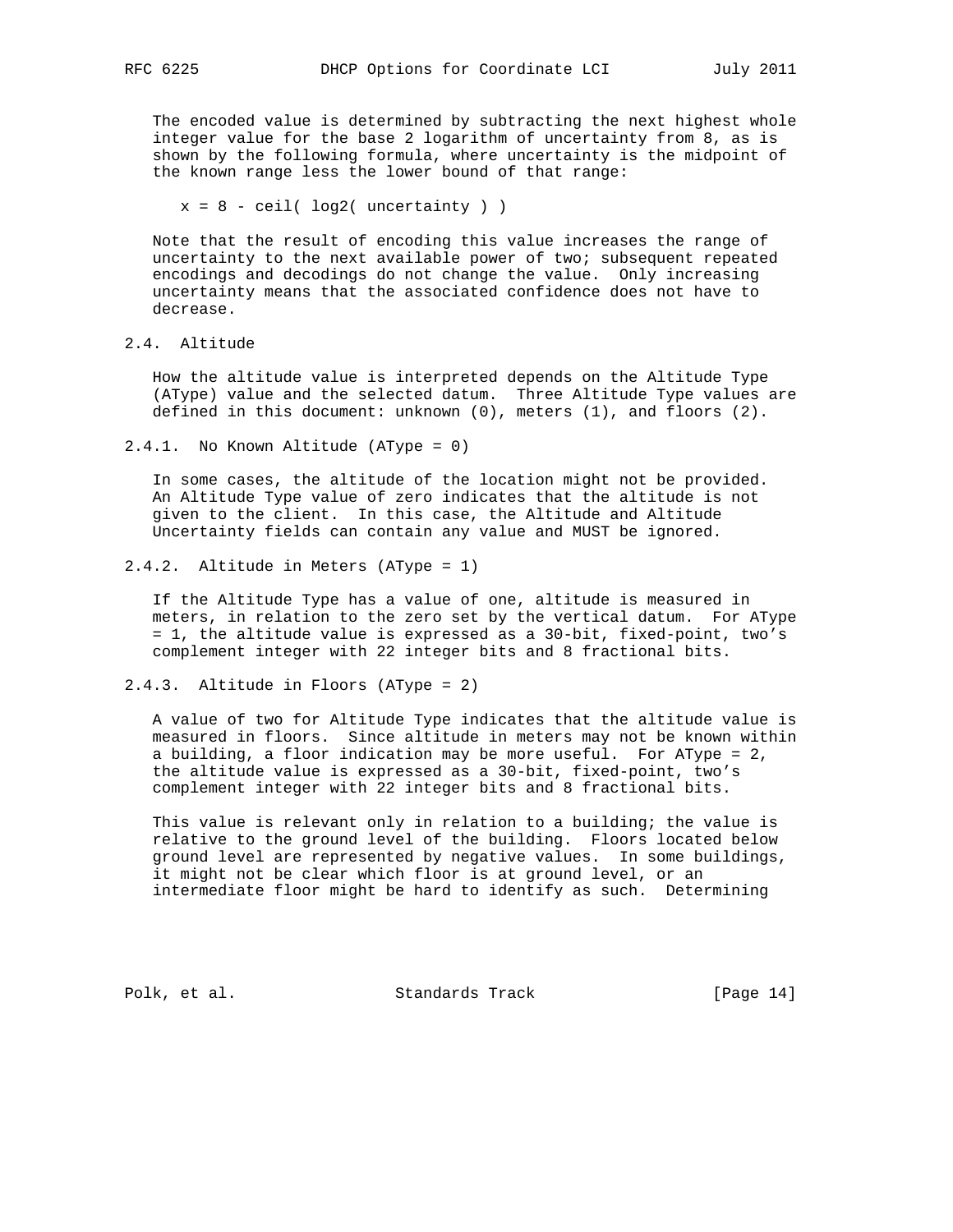The encoded value is determined by subtracting the next highest whole integer value for the base 2 logarithm of uncertainty from 8, as is shown by the following formula, where uncertainty is the midpoint of the known range less the lower bound of that range:

```
x = 8 - ceil( log2( uncertainty ) )
```

Note that the result of encoding this value increases the range of uncertainty to the next available power of two; subsequent repeated encodings and decodings do not change the value. Only increasing uncertainty means that the associated confidence does not have to decrease.

## 2.4. Altitude

How the altitude value is interpreted depends on the Altitude Type (AType) value and the selected datum. Three Altitude Type values are defined in this document: unknown (0), meters (1), and floors (2).

### 2.4.1. No Known Altitude (AType = 0)

In some cases, the altitude of the location might not be provided. An Altitude Type value of zero indicates that the altitude is not given to the client. In this case, the Altitude and Altitude Uncertainty fields can contain any value and MUST be ignored.

### 2.4.2. Altitude in Meters (AType = 1)

If the Altitude Type has a value of one, altitude is measured in meters, in relation to the zero set by the vertical datum. For AType = 1, the altitude value is expressed as a 30-bit, fixed-point, two's complement integer with 22 integer bits and 8 fractional bits.

### 2.4.3. Altitude in Floors (AType = 2)

A value of two for Altitude Type indicates that the altitude value is measured in floors. Since altitude in meters may not be known within a building, a floor indication may be more useful. For AType = 2, the altitude value is expressed as a 30-bit, fixed-point, two's complement integer with 22 integer bits and 8 fractional bits.

This value is relevant only in relation to a building; the value is relative to the ground level of the building. Floors located below ground level are represented by negative values. In some buildings, it might not be clear which floor is at ground level, or an intermediate floor might be hard to identify as such. Determining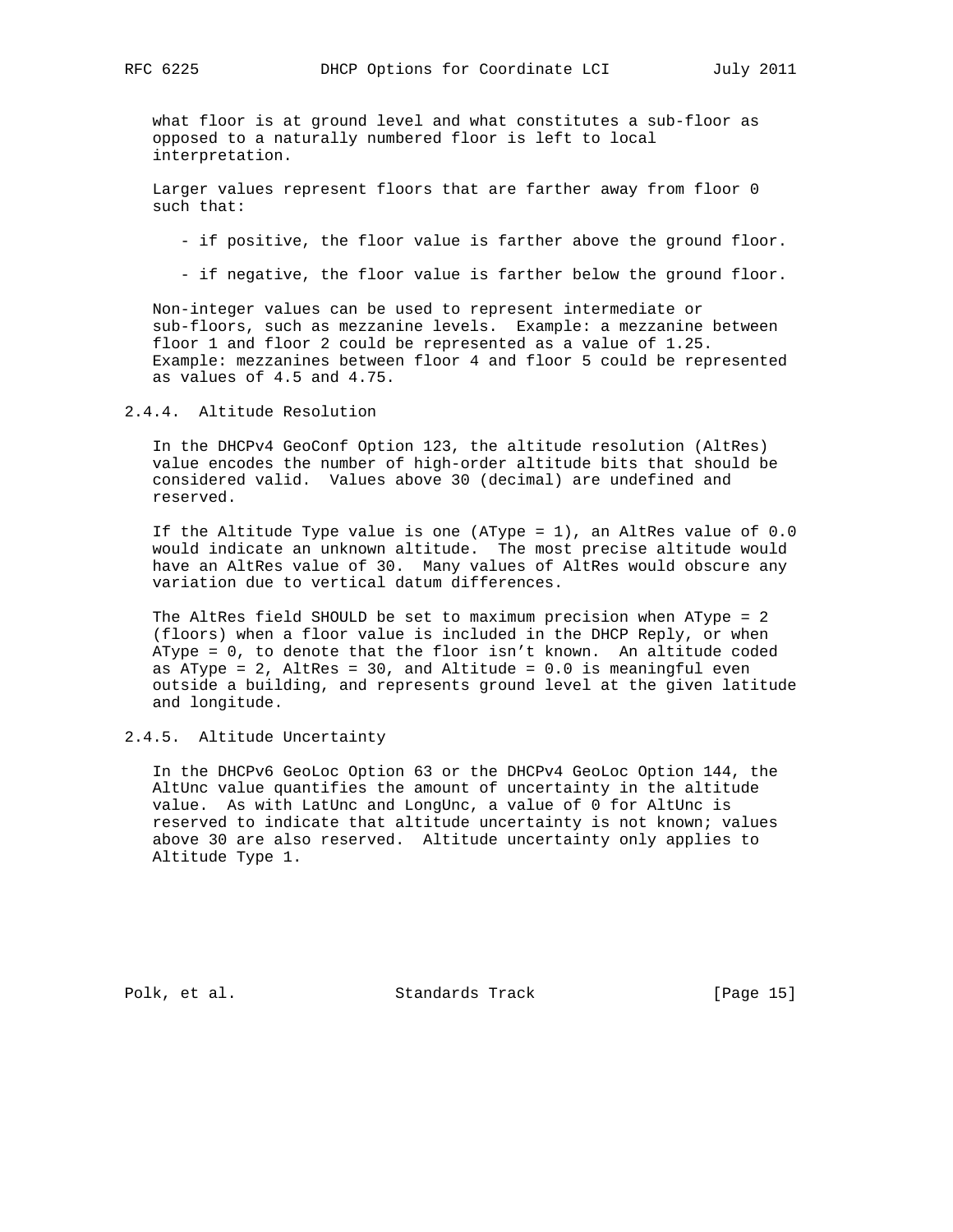what floor is at ground level and what constitutes a sub-floor as opposed to a naturally numbered floor is left to local interpretation.

Larger values represent floors that are farther away from floor 0 such that:

- if positive, the floor value is farther above the ground floor.

- if negative, the floor value is farther below the ground floor.

Non-integer values can be used to represent intermediate or sub-floors, such as mezzanine levels. Example: a mezzanine between floor 1 and floor 2 could be represented as a value of 1.25. Example: mezzanines between floor 4 and floor 5 could be represented as values of 4.5 and 4.75.

### 2.4.4. Altitude Resolution

In the DHCPv4 GeoConf Option 123, the altitude resolution (AltRes) value encodes the number of high-order altitude bits that should be considered valid. Values above 30 (decimal) are undefined and reserved.

If the Altitude Type value is one (AType = 1), an AltRes value of 0.0 would indicate an unknown altitude. The most precise altitude would have an AltRes value of 30. Many values of AltRes would obscure any variation due to vertical datum differences.

The AltRes field SHOULD be set to maximum precision when AType = 2 (floors) when a floor value is included in the DHCP Reply, or when AType = 0, to denote that the floor isn't known. An altitude coded as AType = 2, AltRes = 30, and Altitude = 0.0 is meaningful even outside a building, and represents ground level at the given latitude and longitude.

### 2.4.5. Altitude Uncertainty

In the DHCPv6 GeoLoc Option 63 or the DHCPv4 GeoLoc Option 144, the AltUnc value quantifies the amount of uncertainty in the altitude value. As with LatUnc and LongUnc, a value of 0 for AltUnc is reserved to indicate that altitude uncertainty is not known; values above 30 are also reserved. Altitude uncertainty only applies to Altitude Type 1.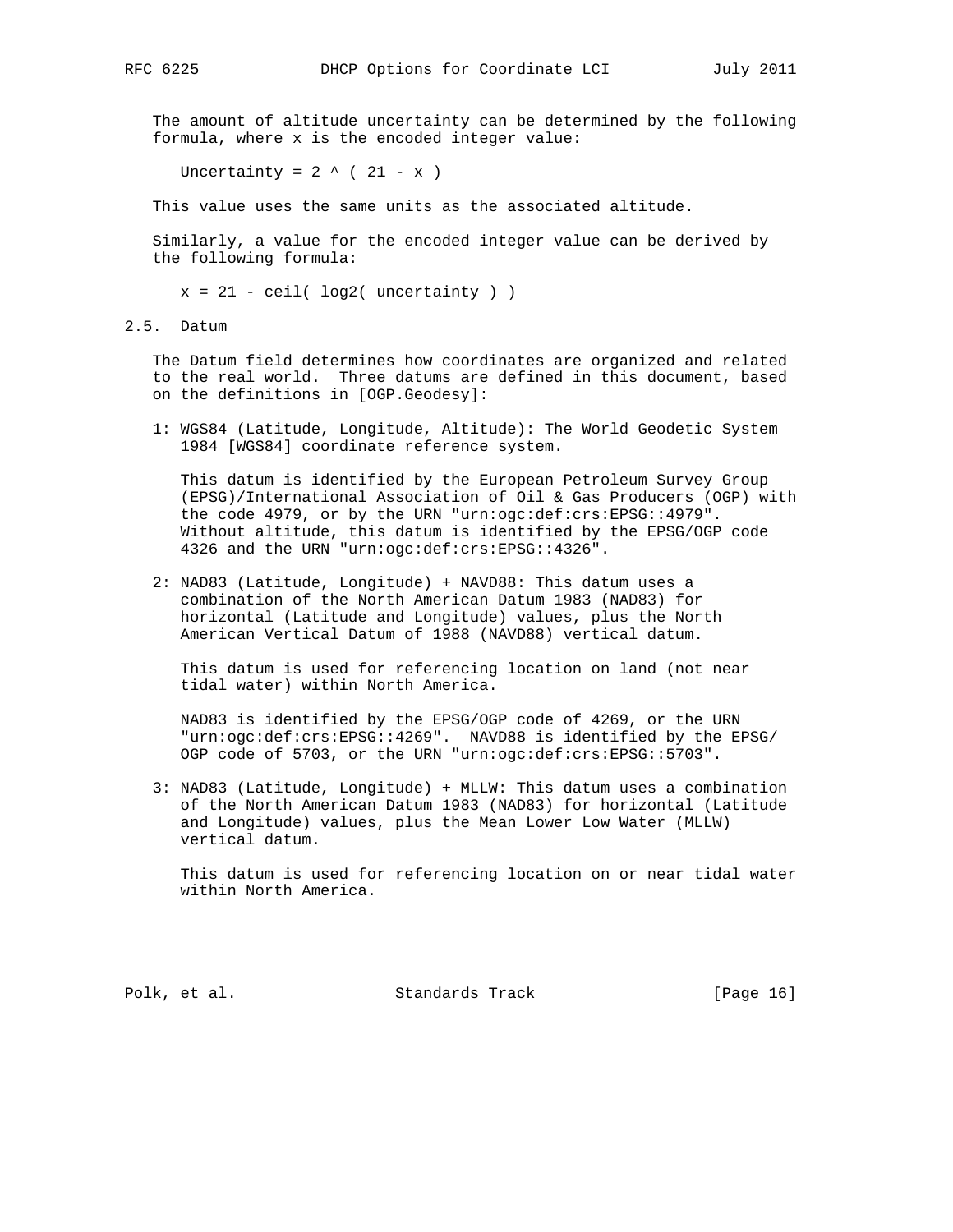The amount of altitude uncertainty can be determined by the following formula, where x is the encoded integer value:

$$\text{Uncertainty} = 2 ^ { ( 21 - x ) }$$

This value uses the same units as the associated altitude.

Similarly, a value for the encoded integer value can be derived by the following formula:

$$x = 21 - \text{ceil}( \log_2( \text{uncertainty} ) )$$

## 2.5. Datum

The Datum field determines how coordinates are organized and related to the real world. Three datums are defined in this document, based on the definitions in [OGP.Geodesy]:

1: WGS84 (Latitude, Longitude, Altitude): The World Geodetic System 1984 [WGS84] coordinate reference system.

This datum is identified by the European Petroleum Survey Group (EPSG)/International Association of Oil & Gas Producers (OGP) with the code 4979, or by the URN "urn:ogc:def:crs:EPSG::4979". Without altitude, this datum is identified by the EPSG/OGP code 4326 and the URN "urn:ogc:def:crs:EPSG::4326".

2: NAD83 (Latitude, Longitude) + NAVD88: This datum uses a combination of the North American Datum 1983 (NAD83) for horizontal (Latitude and Longitude) values, plus the North American Vertical Datum of 1988 (NAVD88) vertical datum.

This datum is used for referencing location on land (not near tidal water) within North America.

NAD83 is identified by the EPSG/OGP code of 4269, or the URN "urn:ogc:def:crs:EPSG::4269". NAVD88 is identified by the EPSG/OGP code of 5703, or the URN "urn:ogc:def:crs:EPSG::5703".

3: NAD83 (Latitude, Longitude) + MLLW: This datum uses a combination of the North American Datum 1983 (NAD83) for horizontal (Latitude and Longitude) values, plus the Mean Lower Low Water (MLLW) vertical datum.

This datum is used for referencing location on or near tidal water within North America.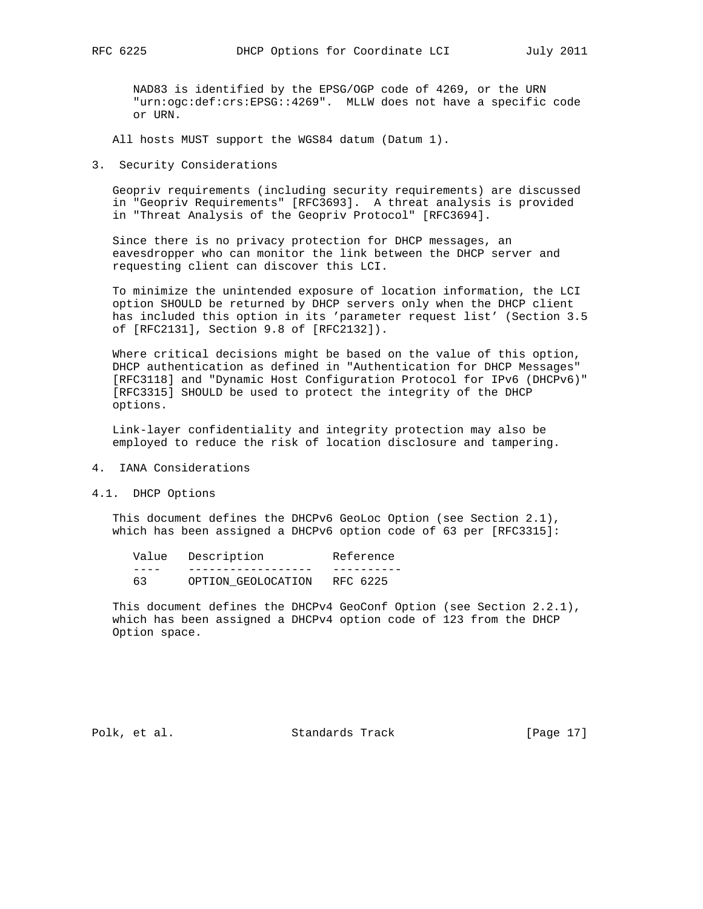NAD83 is identified by the EPSG/OGP code of 4269, or the URN "urn:ogc:def:crs:EPSG::4269". MLLW does not have a specific code or URN.

All hosts MUST support the WGS84 datum (Datum 1).

## 3. Security Considerations

Geopriv requirements (including security requirements) are discussed in "Geopriv Requirements" [RFC3693]. A threat analysis is provided in "Threat Analysis of the Geopriv Protocol" [RFC3694].

Since there is no privacy protection for DHCP messages, an eavesdropper who can monitor the link between the DHCP server and requesting client can discover this LCI.

To minimize the unintended exposure of location information, the LCI option SHOULD be returned by DHCP servers only when the DHCP client has included this option in its 'parameter request list' (Section 3.5 of [RFC2131], Section 9.8 of [RFC2132]).

Where critical decisions might be based on the value of this option, DHCP authentication as defined in "Authentication for DHCP Messages" [RFC3118] and "Dynamic Host Configuration Protocol for IPv6 (DHCPv6)" [RFC3315] SHOULD be used to protect the integrity of the DHCP options.

Link-layer confidentiality and integrity protection may also be employed to reduce the risk of location disclosure and tampering.

## 4. IANA Considerations

### 4.1. DHCP Options

This document defines the DHCPv6 GeoLoc Option (see Section 2.1), which has been assigned a DHCPv6 option code of 63 per [RFC3315]:

| Value | Description | Reference |
|---|---|---|
| 63 | OPTION_GEOLOCATION | RFC 6225 |

This document defines the DHCPv4 GeoConf Option (see Section 2.2.1), which has been assigned a DHCPv4 option code of 123 from the DHCP Option space.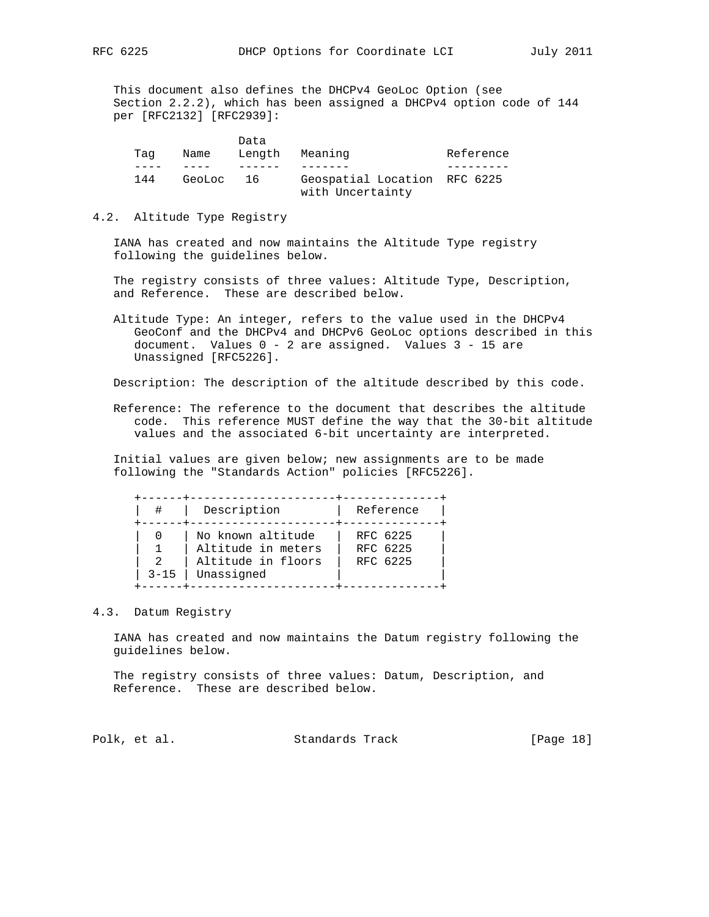This document also defines the DHCPv4 GeoLoc Option (see Section 2.2.2), which has been assigned a DHCPv4 option code of 144 per [RFC2132] [RFC2939]:

| Tag | Name | Data Length | Meaning | Reference |
|---|---|---|---|---|
| 144 | GeoLoc | 16 | Geospatial Location with Uncertainty | RFC 6225 |

## 4.2. Altitude Type Registry

IANA has created and now maintains the Altitude Type registry following the guidelines below.

The registry consists of three values: Altitude Type, Description, and Reference. These are described below.

Altitude Type: An integer, refers to the value used in the DHCPv4 GeoConf and the DHCPv4 and DHCPv6 GeoLoc options described in this document. Values 0 - 2 are assigned. Values 3 - 15 are Unassigned [RFC5226].

Description: The description of the altitude described by this code.

Reference: The reference to the document that describes the altitude code. This reference MUST define the way that the 30-bit altitude values and the associated 6-bit uncertainty are interpreted.

Initial values are given below; new assignments are to be made following the "Standards Action" policies [RFC5226].

| # | Description | Reference |
|---|---|---|
| 0 | No known altitude | RFC 6225 |
| 1 | Altitude in meters | RFC 6225 |
| 2 | Altitude in floors | RFC 6225 |
| 3-15 | Unassigned | |

## 4.3. Datum Registry

IANA has created and now maintains the Datum registry following the guidelines below.

The registry consists of three values: Datum, Description, and Reference. These are described below.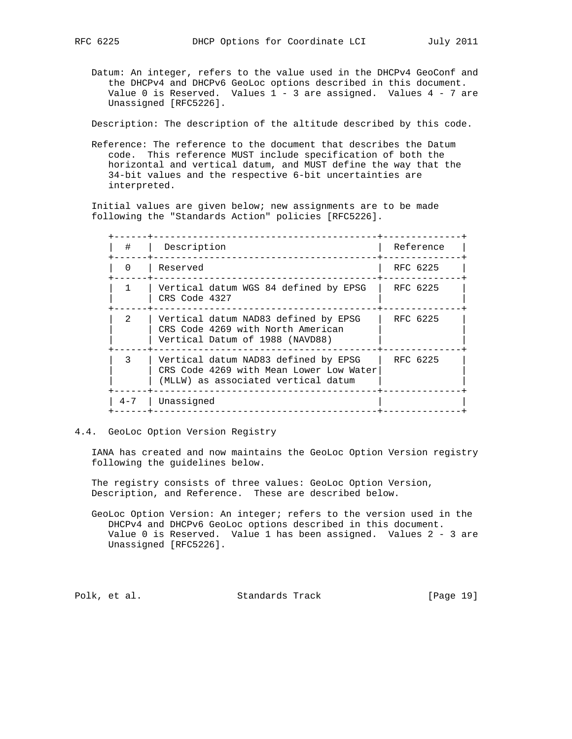Datum: An integer, refers to the value used in the DHCPv4 GeoConf and the DHCPv4 and DHCPv6 GeoLoc options described in this document. Value 0 is Reserved. Values 1 - 3 are assigned. Values 4 - 7 are Unassigned [RFC5226].

Description: The description of the altitude described by this code.

Reference: The reference to the document that describes the Datum code. This reference MUST include specification of both the horizontal and vertical datum, and MUST define the way that the 34-bit values and the respective 6-bit uncertainties are interpreted.

Initial values are given below; new assignments are to be made following the "Standards Action" policies [RFC5226].

| # | Description | Reference |
|---|---|---|
| 0 | Reserved | RFC 6225 |
| 1 | Vertical datum WGS 84 defined by EPSG CRS Code 4327 | RFC 6225 |
| 2 | Vertical datum NAD83 defined by EPSG CRS Code 4269 with North American Vertical Datum of 1988 (NAVD88) | RFC 6225 |
| 3 | Vertical datum NAD83 defined by EPSG CRS Code 4269 with Mean Lower Low Water (MLLW) as associated vertical datum | RFC 6225 |
| 4-7 | Unassigned | |

## 4.4. GeoLoc Option Version Registry

IANA has created and now maintains the GeoLoc Option Version registry following the guidelines below.

The registry consists of three values: GeoLoc Option Version, Description, and Reference. These are described below.

GeoLoc Option Version: An integer; refers to the version used in the DHCPv4 and DHCPv6 GeoLoc options described in this document. Value 0 is Reserved. Value 1 has been assigned. Values 2 - 3 are Unassigned [RFC5226].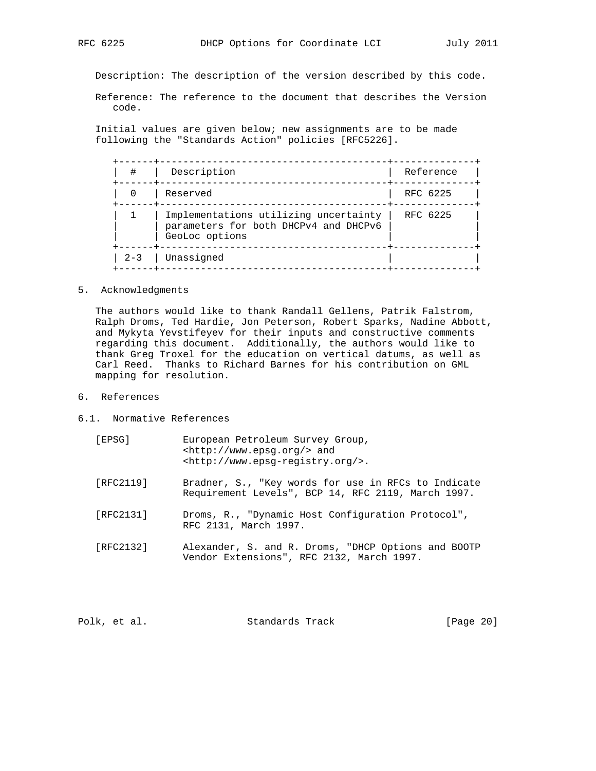Description: The description of the version described by this code.

Reference: The reference to the document that describes the Version code.

Initial values are given below; new assignments are to be made following the "Standards Action" policies [RFC5226].

| # | Description | Reference |
|---|---|---|
| 0 | Reserved | RFC 6225 |
| 1 | Implementations utilizing uncertainty parameters for both DHCPv4 and DHCPv6 GeoLoc options | RFC 6225 |
| 2-3 | Unassigned | |

## 5. Acknowledgments

The authors would like to thank Randall Gellens, Patrik Falstrom, Ralph Droms, Ted Hardie, Jon Peterson, Robert Sparks, Nadine Abbott, and Mykyta Yevstifeyev for their inputs and constructive comments regarding this document. Additionally, the authors would like to thank Greg Troxel for the education on vertical datums, as well as Carl Reed. Thanks to Richard Barnes for his contribution on GML mapping for resolution.

## 6. References

### 6.1. Normative References

[EPSG] European Petroleum Survey Group, <http://www.epsg.org/> and <http://www.epsg-registry.org/>.

[RFC2119] Bradner, S., "Key words for use in RFCs to Indicate Requirement Levels", BCP 14, RFC 2119, March 1997.

[RFC2131] Droms, R., "Dynamic Host Configuration Protocol", RFC 2131, March 1997.

[RFC2132] Alexander, S. and R. Droms, "DHCP Options and BOOTP Vendor Extensions", RFC 2132, March 1997.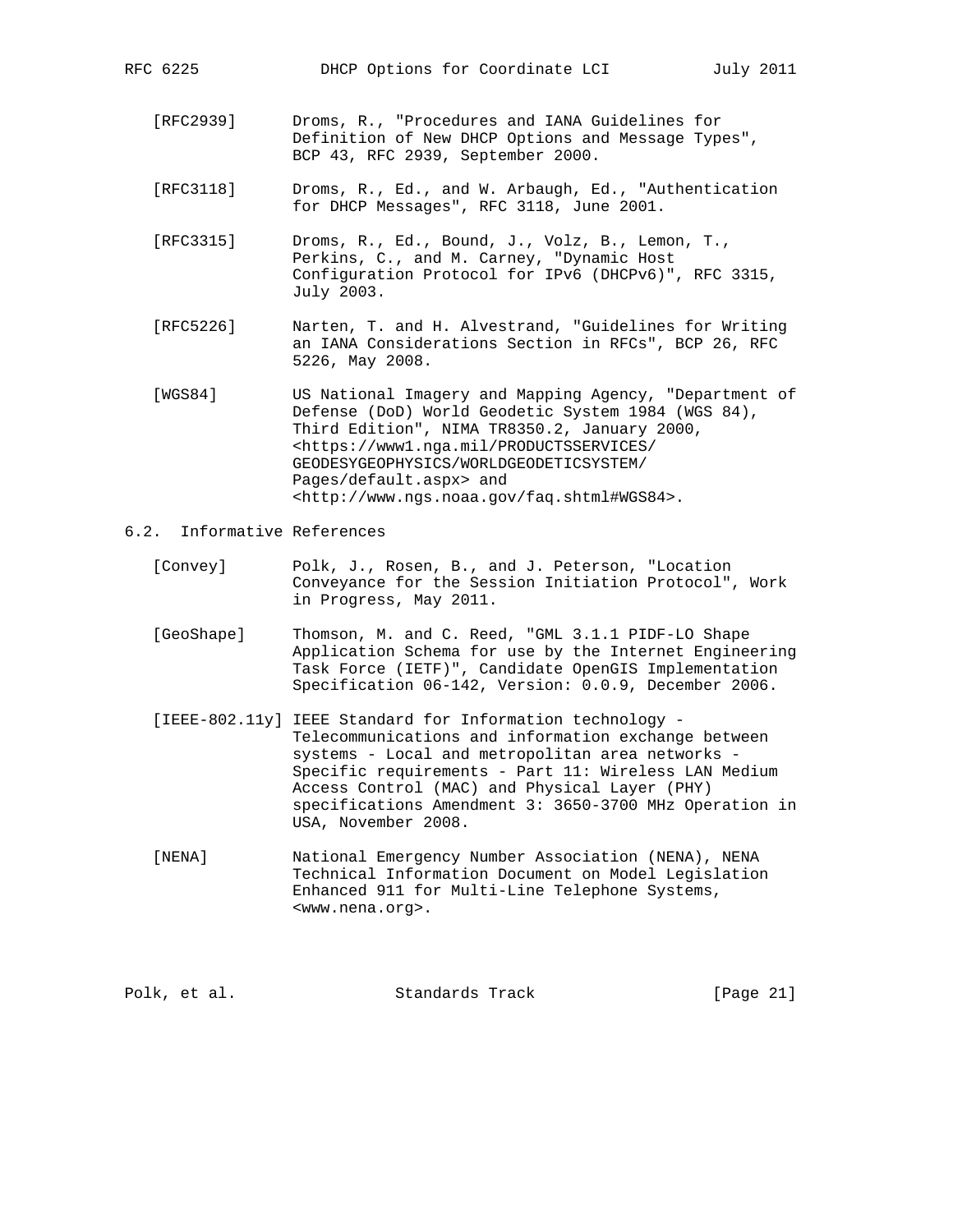[RFC2939] Droms, R., "Procedures and IANA Guidelines for Definition of New DHCP Options and Message Types", BCP 43, RFC 2939, September 2000.

[RFC3118] Droms, R., Ed., and W. Arbaugh, Ed., "Authentication for DHCP Messages", RFC 3118, June 2001.

[RFC3315] Droms, R., Ed., Bound, J., Volz, B., Lemon, T., Perkins, C., and M. Carney, "Dynamic Host Configuration Protocol for IPv6 (DHCPv6)", RFC 3315, July 2003.

[RFC5226] Narten, T. and H. Alvestrand, "Guidelines for Writing an IANA Considerations Section in RFCs", BCP 26, RFC 5226, May 2008.

[WGS84] US National Imagery and Mapping Agency, "Department of Defense (DoD) World Geodetic System 1984 (WGS 84), Third Edition", NIMA TR8350.2, January 2000, <https://www1.nga.mil/PRODUCTSSERVICES/GEODESYGEOPHYSICS/WORLDGEODETICSYSTEM/Pages/default.aspx> and <http://www.ngs.noaa.gov/faq.shtml#WGS84>.

## 6.2. Informative References

[Convey] Polk, J., Rosen, B., and J. Peterson, "Location Conveyance for the Session Initiation Protocol", Work in Progress, May 2011.

[GeoShape] Thomson, M. and C. Reed, "GML 3.1.1 PIDF-LO Shape Application Schema for use by the Internet Engineering Task Force (IETF)", Candidate OpenGIS Implementation Specification 06-142, Version: 0.0.9, December 2006.

[IEEE-802.11y] IEEE Standard for Information technology - Telecommunications and information exchange between systems - Local and metropolitan area networks - Specific requirements - Part 11: Wireless LAN Medium Access Control (MAC) and Physical Layer (PHY) specifications Amendment 3: 3650-3700 MHz Operation in USA, November 2008.

[NENA] National Emergency Number Association (NENA), NENA Technical Information Document on Model Legislation Enhanced 911 for Multi-Line Telephone Systems, <www.nena.org>.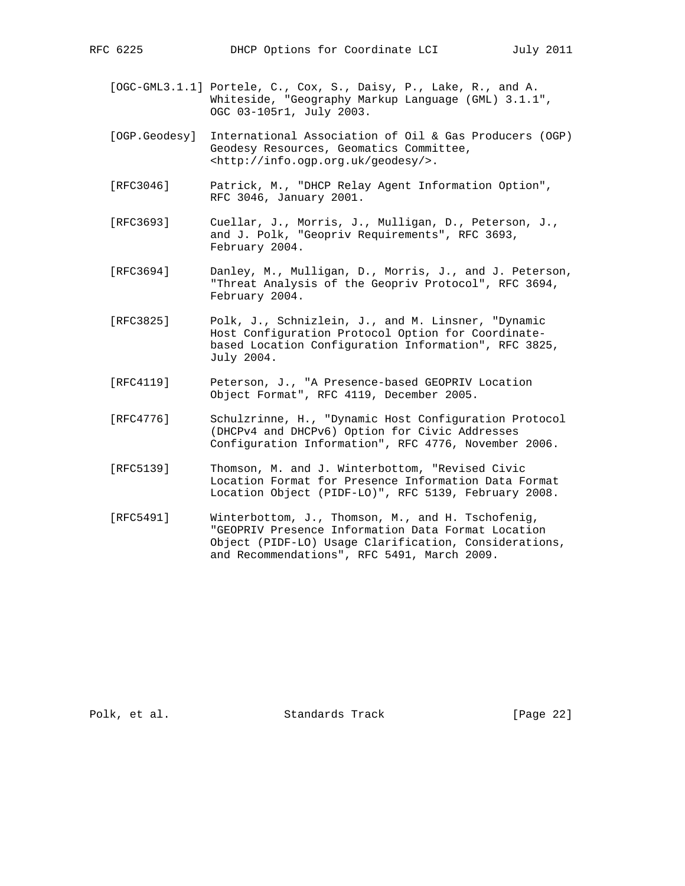[OGC-GML3.1.1] Portele, C., Cox, S., Daisy, P., Lake, R., and A. Whiteside, "Geography Markup Language (GML) 3.1.1", OGC 03-105r1, July 2003.

[OGP.Geodesy] International Association of Oil & Gas Producers (OGP) Geodesy Resources, Geomatics Committee, <http://info.ogp.org.uk/geodesy/>.

[RFC3046] Patrick, M., "DHCP Relay Agent Information Option", RFC 3046, January 2001.

[RFC3693] Cuellar, J., Morris, J., Mulligan, D., Peterson, J., and J. Polk, "Geopriv Requirements", RFC 3693, February 2004.

[RFC3694] Danley, M., Mulligan, D., Morris, J., and J. Peterson, "Threat Analysis of the Geopriv Protocol", RFC 3694, February 2004.

[RFC3825] Polk, J., Schnizlein, J., and M. Linsner, "Dynamic Host Configuration Protocol Option for Coordinate-based Location Configuration Information", RFC 3825, July 2004.

[RFC4119] Peterson, J., "A Presence-based GEOPRIV Location Object Format", RFC 4119, December 2005.

[RFC4776] Schulzrinne, H., "Dynamic Host Configuration Protocol (DHCPv4 and DHCPv6) Option for Civic Addresses Configuration Information", RFC 4776, November 2006.

[RFC5139] Thomson, M. and J. Winterbottom, "Revised Civic Location Format for Presence Information Data Format Location Object (PIDF-LO)", RFC 5139, February 2008.

[RFC5491] Winterbottom, J., Thomson, M., and H. Tschofenig, "GEOPRIV Presence Information Data Format Location Object (PIDF-LO) Usage Clarification, Considerations, and Recommendations", RFC 5491, March 2009.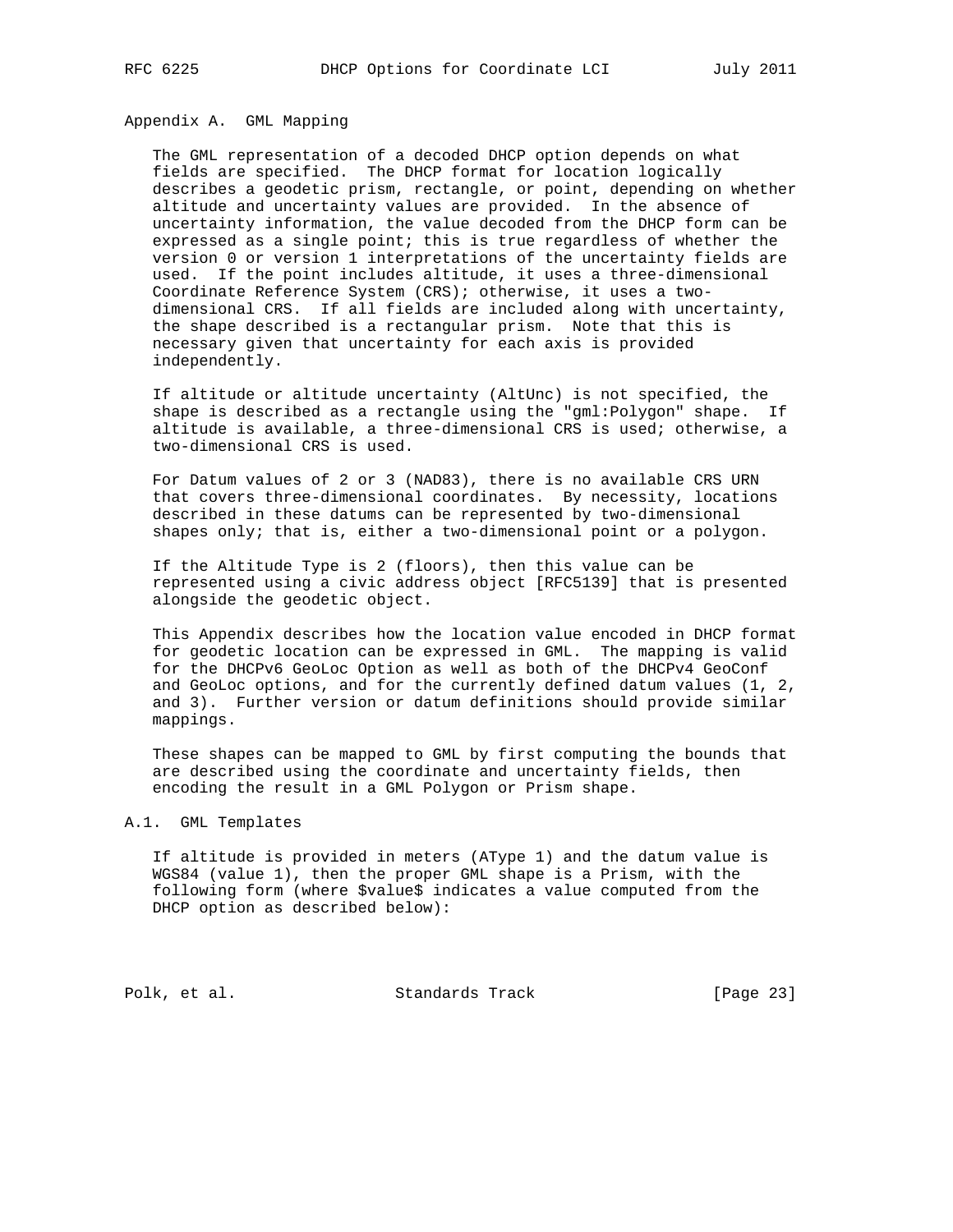## Appendix A. GML Mapping

The GML representation of a decoded DHCP option depends on what fields are specified. The DHCP format for location logically describes a geodetic prism, rectangle, or point, depending on whether altitude and uncertainty values are provided. In the absence of uncertainty information, the value decoded from the DHCP form can be expressed as a single point; this is true regardless of whether the version 0 or version 1 interpretations of the uncertainty fields are used. If the point includes altitude, it uses a three-dimensional Coordinate Reference System (CRS); otherwise, it uses a two-dimensional CRS. If all fields are included along with uncertainty, the shape described is a rectangular prism. Note that this is necessary given that uncertainty for each axis is provided independently.

If altitude or altitude uncertainty (AltUnc) is not specified, the shape is described as a rectangle using the "gml:Polygon" shape. If altitude is available, a three-dimensional CRS is used; otherwise, a two-dimensional CRS is used.

For Datum values of 2 or 3 (NAD83), there is no available CRS URN that covers three-dimensional coordinates. By necessity, locations described in these datums can be represented by two-dimensional shapes only; that is, either a two-dimensional point or a polygon.

If the Altitude Type is 2 (floors), then this value can be represented using a civic address object [RFC5139] that is presented alongside the geodetic object.

This Appendix describes how the location value encoded in DHCP format for geodetic location can be expressed in GML. The mapping is valid for the DHCPv6 GeoLoc Option as well as both of the DHCPv4 GeoConf and GeoLoc options, and for the currently defined datum values (1, 2, and 3). Further version or datum definitions should provide similar mappings.

These shapes can be mapped to GML by first computing the bounds that are described using the coordinate and uncertainty fields, then encoding the result in a GML Polygon or Prism shape.

### A.1. GML Templates

If altitude is provided in meters (AType 1) and the datum value is WGS84 (value 1), then the proper GML shape is a Prism, with the following form (where $value$ indicates a value computed from the DHCP option as described below):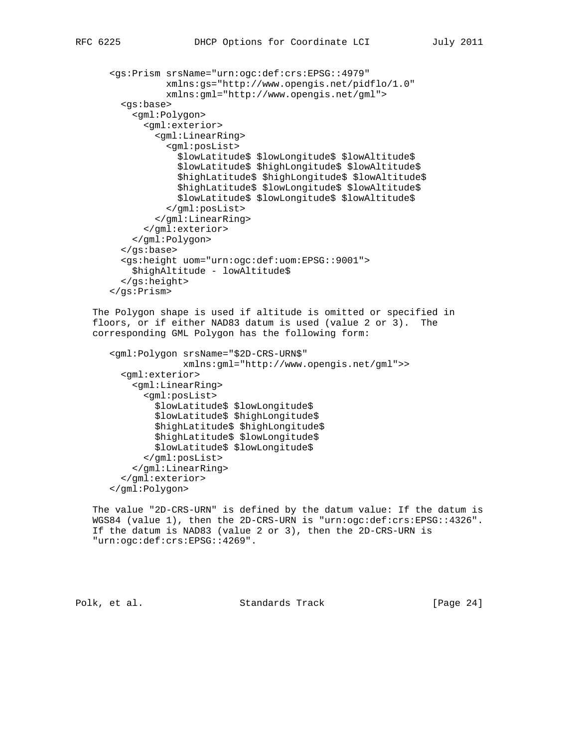```
<gs:Prism srsName="urn:ogc:def:crs:EPSG::4979"
          xmlns:gs="http://www.opengis.net/pidflo/1.0"
          xmlns:gml="http://www.opengis.net/gml">
  <gs:base>
    <gml:Polygon>
      <gml:exterior>
        <gml:LinearRing>
          <gml:posList>
            $lowLatitude$ $lowLongitude$ $lowAltitude$
            $lowLatitude$ $highLongitude$ $lowAltitude$
            $highLatitude$ $highLongitude$ $lowAltitude$
            $highLatitude$ $lowLongitude$ $lowAltitude$
            $lowLatitude$ $lowLongitude$ $lowAltitude$
          </gml:posList>
        </gml:LinearRing>
      </gml:exterior>
    </gml:Polygon>
  </gs:base>
  <gs:height uom="urn:ogc:def:uom:EPSG::9001">
    $highAltitude - lowAltitude$
  </gs:height>
</gs:Prism>
```

The Polygon shape is used if altitude is omitted or specified in floors, or if either NAD83 datum is used (value 2 or 3). The corresponding GML Polygon has the following form:

```
<gml:Polygon srsName="$2D-CRS-URN$"
             xmlns:gml="http://www.opengis.net/gml">>
  <gml:exterior>
    <gml:LinearRing>
      <gml:posList>
        $lowLatitude$ $lowLongitude$
        $lowLatitude$ $highLongitude$
        $highLatitude$ $highLongitude$
        $highLatitude$ $lowLongitude$
        $lowLatitude$ $lowLongitude$
      </gml:posList>
    </gml:LinearRing>
  </gml:exterior>
</gml:Polygon>
```

The value "2D-CRS-URN" is defined by the datum value: If the datum is WGS84 (value 1), then the 2D-CRS-URN is "urn:ogc:def:crs:EPSG::4326". If the datum is NAD83 (value 2 or 3), then the 2D-CRS-URN is "urn:ogc:def:crs:EPSG::4269".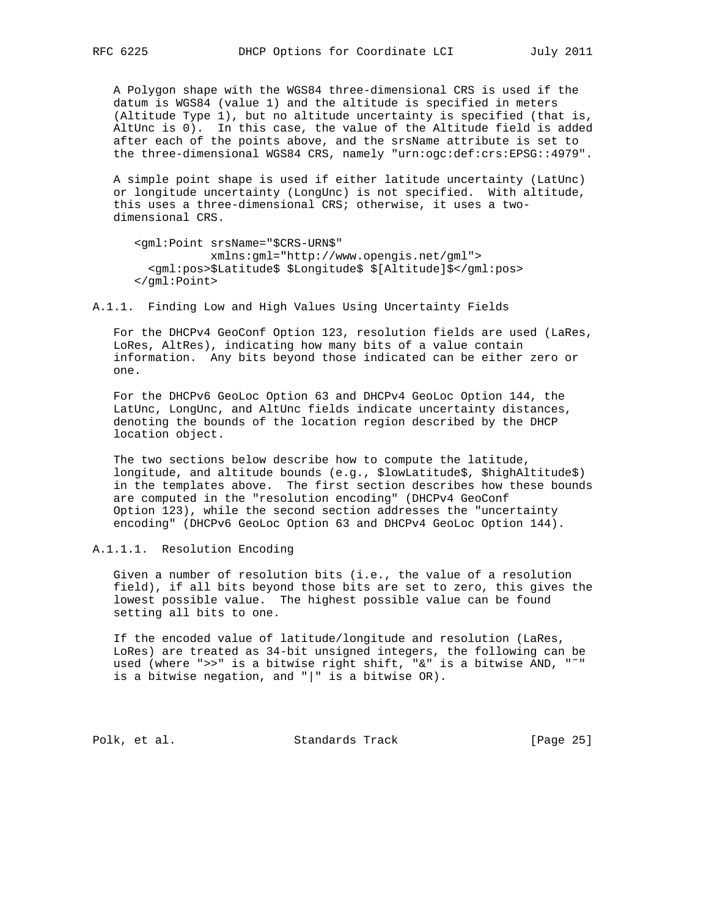A Polygon shape with the WGS84 three-dimensional CRS is used if the datum is WGS84 (value 1) and the altitude is specified in meters (Altitude Type 1), but no altitude uncertainty is specified (that is, AltUnc is 0). In this case, the value of the Altitude field is added after each of the points above, and the srsName attribute is set to the three-dimensional WGS84 CRS, namely "urn:ogc:def:crs:EPSG::4979".

A simple point shape is used if either latitude uncertainty (LatUnc) or longitude uncertainty (LongUnc) is not specified. With altitude, this uses a three-dimensional CRS; otherwise, it uses a two-dimensional CRS.

```
<gml:Point srsName="$CRS-URN$"
           xmlns:gml="http://www.opengis.net/gml">
  <gml:pos>$Latitude$ $Longitude$ $[Altitude]$</gml:pos>
</gml:Point>
```

### A.1.1. Finding Low and High Values Using Uncertainty Fields

For the DHCPv4 GeoConf Option 123, resolution fields are used (LaRes, LoRes, AltRes), indicating how many bits of a value contain information. Any bits beyond those indicated can be either zero or one.

For the DHCPv6 GeoLoc Option 63 and DHCPv4 GeoLoc Option 144, the LatUnc, LongUnc, and AltUnc fields indicate uncertainty distances, denoting the bounds of the location region described by the DHCP location object.

The two sections below describe how to compute the latitude, longitude, and altitude bounds (e.g., $lowLatitude$, $highAltitude$) in the templates above. The first section describes how these bounds are computed in the "resolution encoding" (DHCPv4 GeoConf Option 123), while the second section addresses the "uncertainty encoding" (DHCPv6 GeoLoc Option 63 and DHCPv4 GeoLoc Option 144).

#### A.1.1.1. Resolution Encoding

Given a number of resolution bits (i.e., the value of a resolution field), if all bits beyond those bits are set to zero, this gives the lowest possible value. The highest possible value can be found setting all bits to one.

If the encoded value of latitude/longitude and resolution (LaRes, LoRes) are treated as 34-bit unsigned integers, the following can be used (where ">>" is a bitwise right shift, "&" is a bitwise AND, "~" is a bitwise negation, and "|" is a bitwise OR).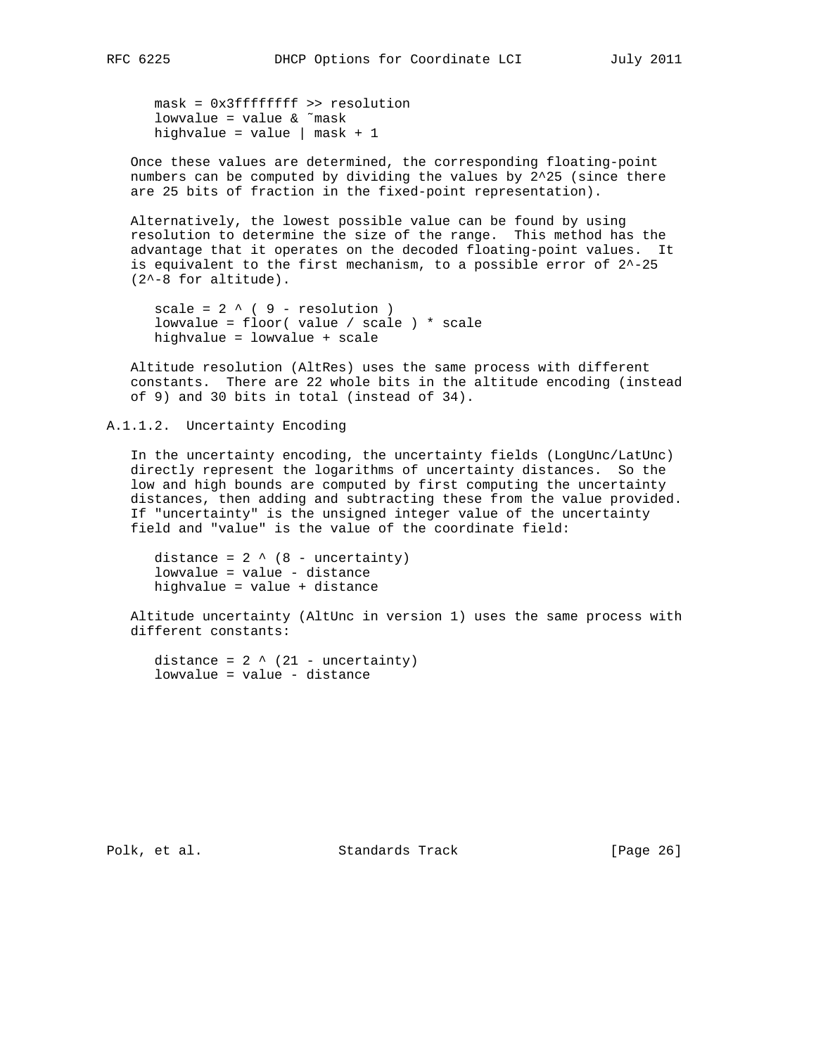```
mask = 0x3fffffff >> resolution
lowvalue = value & ~mask
highvalue = value | mask + 1
```

Once these values are determined, the corresponding floating-point numbers can be computed by dividing the values by 2^25 (since there are 25 bits of fraction in the fixed-point representation).

Alternatively, the lowest possible value can be found by using resolution to determine the size of the range. This method has the advantage that it operates on the decoded floating-point values. It is equivalent to the first mechanism, to a possible error of 2^-25 (2^-8 for altitude).

```
scale = 2 ^ ( 9 - resolution )
lowvalue = floor( value / scale ) * scale
highvalue = lowvalue + scale
```

Altitude resolution (AltRes) uses the same process with different constants. There are 22 whole bits in the altitude encoding (instead of 9) and 30 bits in total (instead of 34).

### A.1.1.2. Uncertainty Encoding

In the uncertainty encoding, the uncertainty fields (LongUnc/LatUnc) directly represent the logarithms of uncertainty distances. So the low and high bounds are computed by first computing the uncertainty distances, then adding and subtracting these from the value provided. If "uncertainty" is the unsigned integer value of the uncertainty field and "value" is the value of the coordinate field:

```
distance = 2 ^ (8 - uncertainty)
lowvalue = value - distance
highvalue = value + distance
```

Altitude uncertainty (AltUnc in version 1) uses the same process with different constants:

```
distance = 2 ^ (21 - uncertainty)
lowvalue = value - distance
```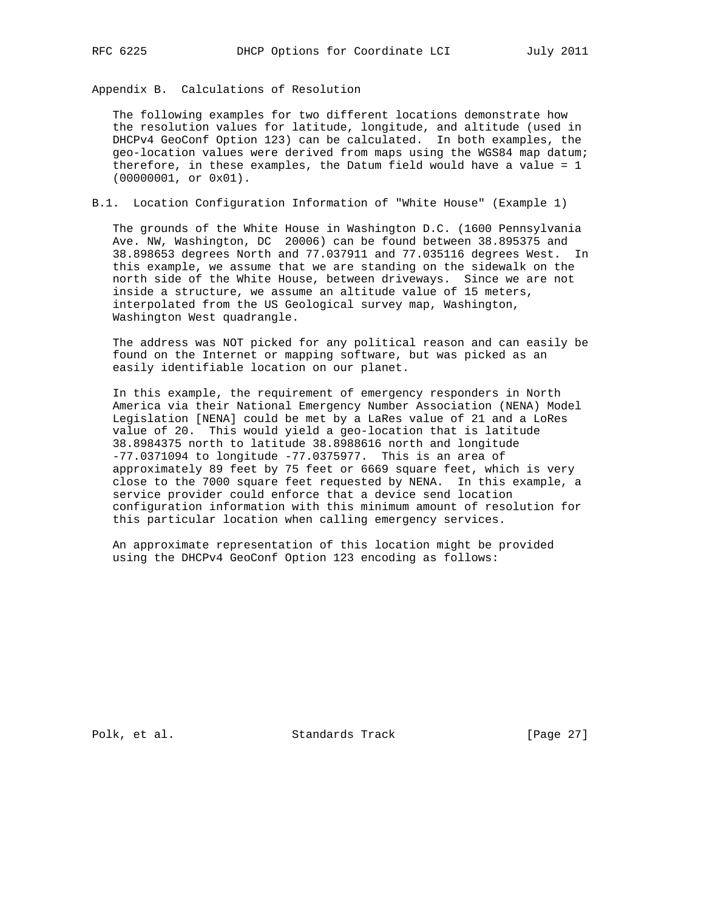## Appendix B. Calculations of Resolution

The following examples for two different locations demonstrate how the resolution values for latitude, longitude, and altitude (used in DHCPv4 GeoConf Option 123) can be calculated. In both examples, the geo-location values were derived from maps using the WGS84 map datum; therefore, in these examples, the Datum field would have a value = 1 (00000001, or 0x01).

### B.1. Location Configuration Information of "White House" (Example 1)

The grounds of the White House in Washington D.C. (1600 Pennsylvania Ave. NW, Washington, DC 20006) can be found between 38.895375 and 38.898653 degrees North and 77.037911 and 77.035116 degrees West. In this example, we assume that we are standing on the sidewalk on the north side of the White House, between driveways. Since we are not inside a structure, we assume an altitude value of 15 meters, interpolated from the US Geological survey map, Washington, Washington West quadrangle.

The address was NOT picked for any political reason and can easily be found on the Internet or mapping software, but was picked as an easily identifiable location on our planet.

In this example, the requirement of emergency responders in North America via their National Emergency Number Association (NENA) Model Legislation [NENA] could be met by a LaRes value of 21 and a LoRes value of 20. This would yield a geo-location that is latitude 38.8984375 north to latitude 38.8988616 north and longitude -77.0371094 to longitude -77.0375977. This is an area of approximately 89 feet by 75 feet or 6669 square feet, which is very close to the 7000 square feet requested by NENA. In this example, a service provider could enforce that a device send location configuration information with this minimum amount of resolution for this particular location when calling emergency services.

An approximate representation of this location might be provided using the DHCPv4 GeoConf Option 123 encoding as follows: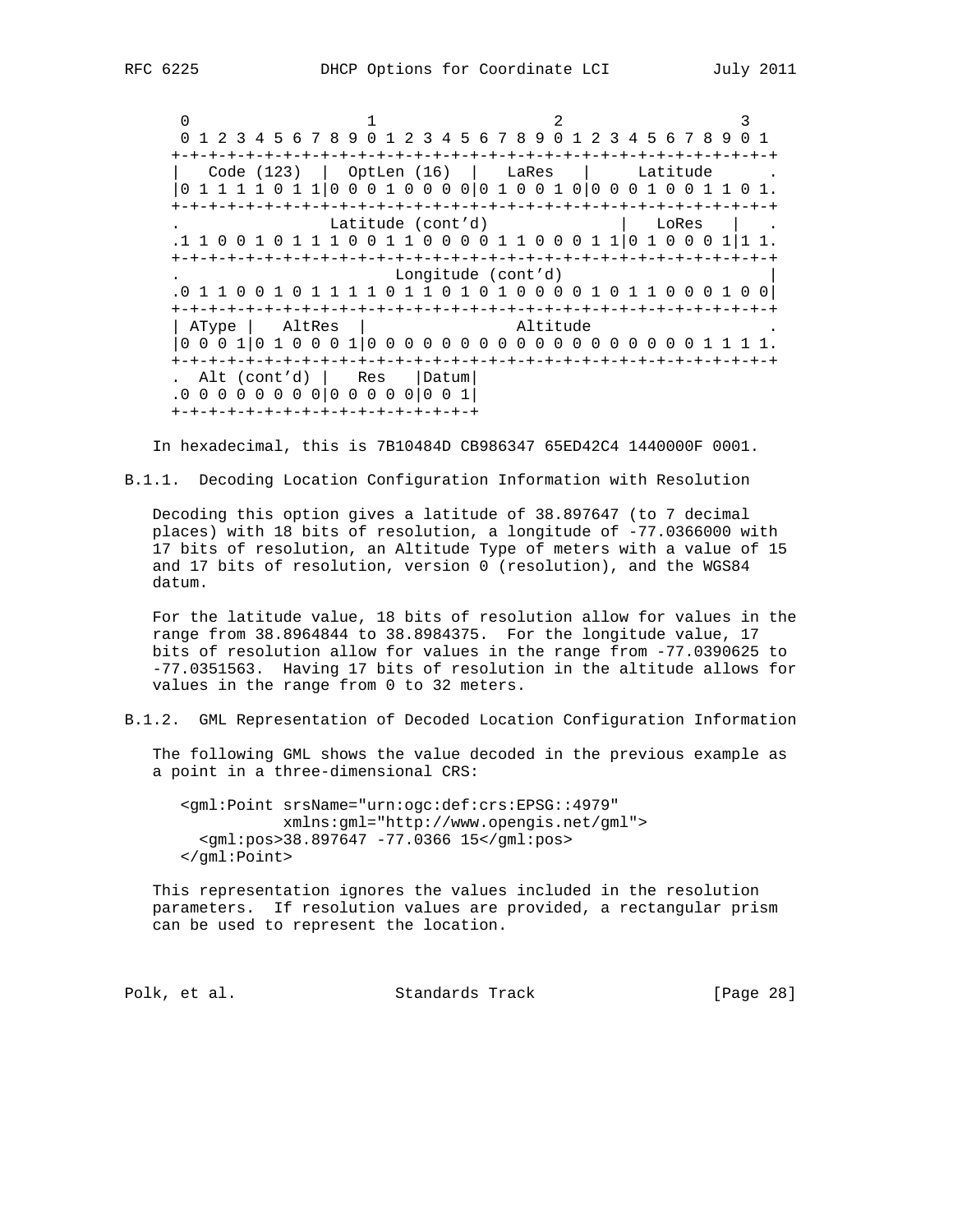```
    0                   1                   2                   3
    0 1 2 3 4 5 6 7 8 9 0 1 2 3 4 5 6 7 8 9 0 1 2 3 4 5 6 7 8 9 0 1
   +-+-+-+-+-+-+-+-+-+-+-+-+-+-+-+-+-+-+-+-+-+-+-+-+-+-+-+-+-+-+-+-+
   |   Code (123)  |  OptLen (16)  |   LaRes   |     Latitude      .
   |0 1 1 1 1 0 1 1|0 0 0 1 0 0 0 0|0 1 0 0 1 0|0 0 0 1 0 0 1 1 0 1.
   +-+-+-+-+-+-+-+-+-+-+-+-+-+-+-+-+-+-+-+-+-+-+-+-+-+-+-+-+-+-+-+-+
   .                 Latitude (cont'd)             |   LoRes   |   .
   .1 1 0 0 1 0 1 1 1 0 0 1 1 0 0 0 0 1 1 0 0 0 1 1|0 1 0 0 0 1|1 1.
   +-+-+-+-+-+-+-+-+-+-+-+-+-+-+-+-+-+-+-+-+-+-+-+-+-+-+-+-+-+-+-+-+
   .                         Longitude (cont'd)                    |
   .0 1 1 0 0 1 0 1 1 1 1 0 1 1 0 1 0 1 0 0 0 0 1 0 1 1 0 0 0 1 0 0|
   +-+-+-+-+-+-+-+-+-+-+-+-+-+-+-+-+-+-+-+-+-+-+-+-+-+-+-+-+-+-+-+-+
   | AType |   AltRes  |                Altitude                   .
   |0 0 0 1|0 1 0 0 0 1|0 0 0 0 0 0 0 0 0 0 0 0 0 0 0 0 0 0 1 1 1 1.
   +-+-+-+-+-+-+-+-+-+-+-+-+-+-+-+-+-+-+-+-+-+-+-+-+-+-+-+-+-+-+-+-+
   .  Alt (cont'd) |   Res   |Datum|
   .0 0 0 0 0 0 0 0|0 0 0 0 0|0 0 1|
   +-+-+-+-+-+-+-+-+-+-+-+-+-+-+-+-+
```

In hexadecimal, this is 7B10484D CB986347 65ED42C4 1440000F 0001.

### B.1.1. Decoding Location Configuration Information with Resolution

Decoding this option gives a latitude of 38.897647 (to 7 decimal places) with 18 bits of resolution, a longitude of -77.0366000 with 17 bits of resolution, an Altitude Type of meters with a value of 15 and 17 bits of resolution, version 0 (resolution), and the WGS84 datum.

For the latitude value, 18 bits of resolution allow for values in the range from 38.8964844 to 38.8984375. For the longitude value, 17 bits of resolution allow for values in the range from -77.0390625 to -77.0351563. Having 17 bits of resolution in the altitude allows for values in the range from 0 to 32 meters.

### B.1.2. GML Representation of Decoded Location Configuration Information

The following GML shows the value decoded in the previous example as a point in a three-dimensional CRS:

```
<gml:Point srsName="urn:ogc:def:crs:EPSG::4979"
           xmlns:gml="http://www.opengis.net/gml">
  <gml:pos>38.897647 -77.0366 15</gml:pos>
</gml:Point>
```

This representation ignores the values included in the resolution parameters. If resolution values are provided, a rectangular prism can be used to represent the location.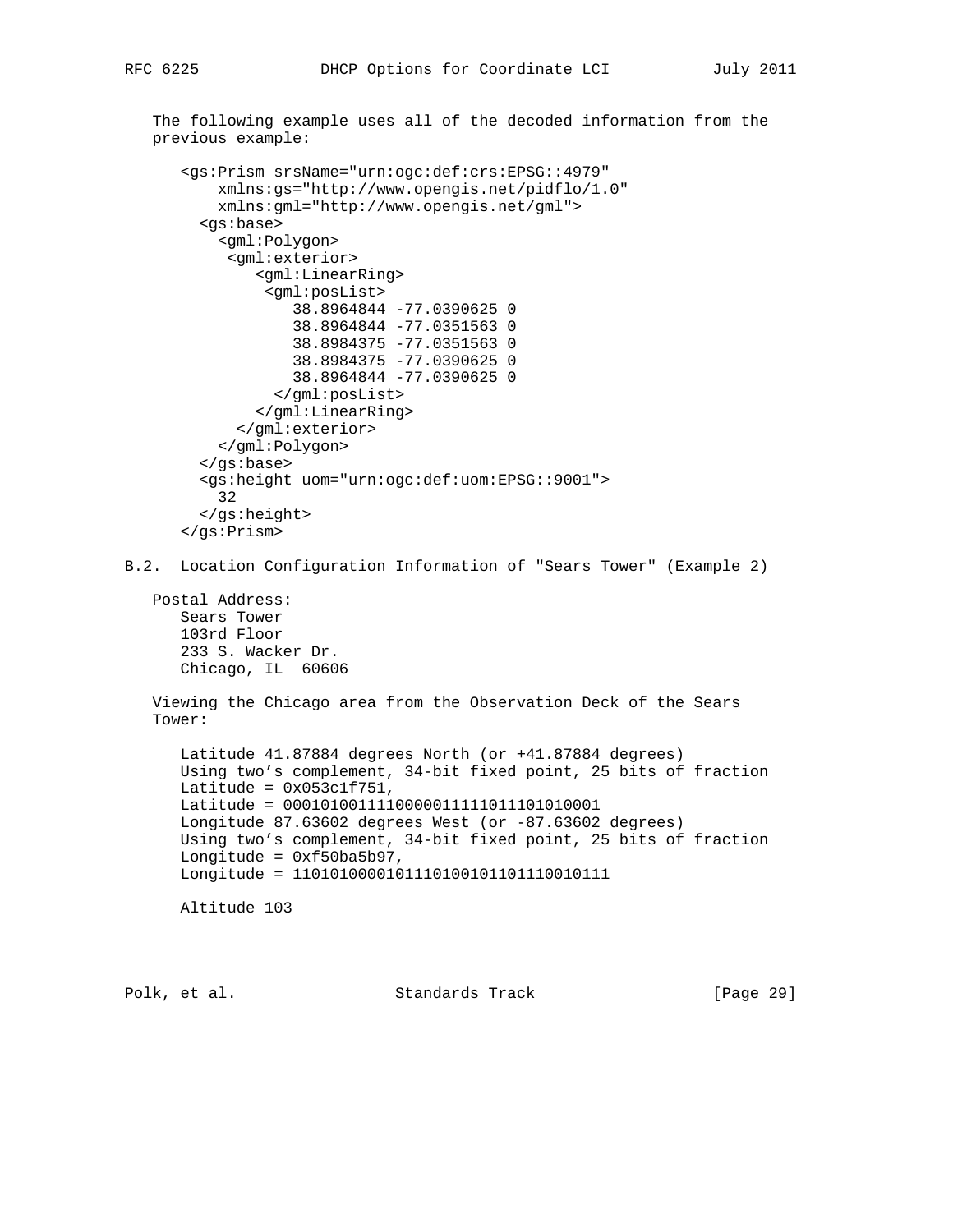The following example uses all of the decoded information from the previous example:

```
<gs:Prism srsName="urn:ogc:def:crs:EPSG::4979"
    xmlns:gs="http://www.opengis.net/pidflo/1.0"
    xmlns:gml="http://www.opengis.net/gml">
  <gs:base>
    <gml:Polygon>
     <gml:exterior>
        <gml:LinearRing>
         <gml:posList>
            38.8964844 -77.0390625 0
            38.8964844 -77.0351563 0
            38.8984375 -77.0351563 0
            38.8984375 -77.0390625 0
            38.8964844 -77.0390625 0
          </gml:posList>
        </gml:LinearRing>
      </gml:exterior>
    </gml:Polygon>
  </gs:base>
  <gs:height uom="urn:ogc:def:uom:EPSG::9001">
    32
  </gs:height>
</gs:Prism>
```

## B.2. Location Configuration Information of "Sears Tower" (Example 2)

Postal Address:

```
Sears Tower
103rd Floor
233 S. Wacker Dr.
Chicago, IL  60606
```

Viewing the Chicago area from the Observation Deck of the Sears Tower:

```
Latitude 41.87884 degrees North (or +41.87884 degrees)
Using two's complement, 34-bit fixed point, 25 bits of fraction
Latitude = 0x053c1f751,
Latitude = 0001010011110000011111011101010001
Longitude 87.63602 degrees West (or -87.63602 degrees)
Using two's complement, 34-bit fixed point, 25 bits of fraction
Longitude = 0xf50ba5b97,
Longitude = 1101010000101110100101101110010111

Altitude 103
```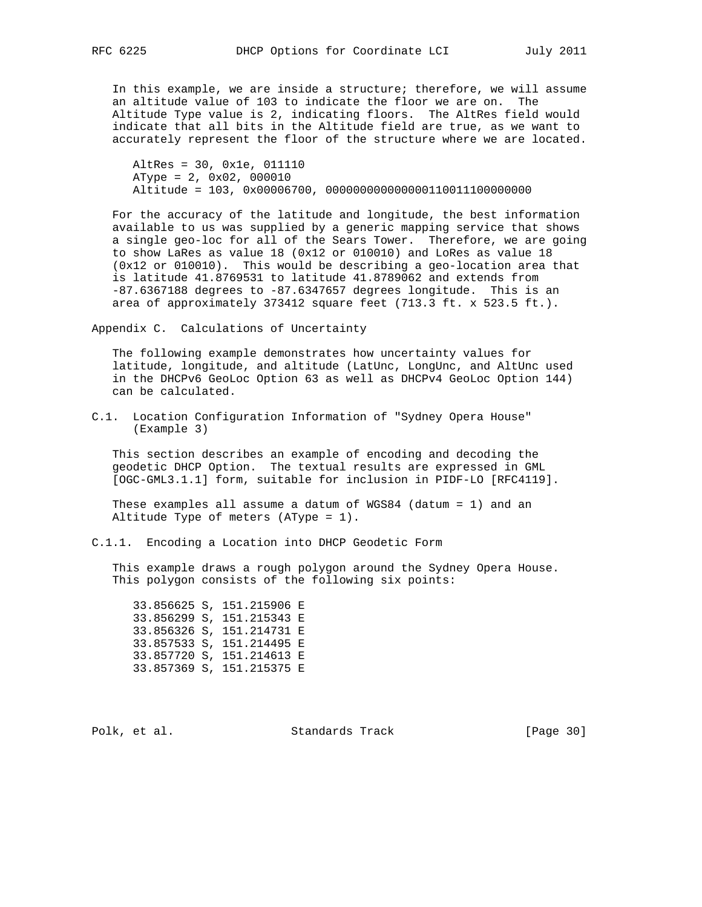In this example, we are inside a structure; therefore, we will assume an altitude value of 103 to indicate the floor we are on. The Altitude Type value is 2, indicating floors. The AltRes field would indicate that all bits in the Altitude field are true, as we want to accurately represent the floor of the structure where we are located.

```
AltRes = 30, 0x1e, 011110
AType = 2, 0x02, 000010
Altitude = 103, 0x00006700, 000000000000000110011100000000
```

For the accuracy of the latitude and longitude, the best information available to us was supplied by a generic mapping service that shows a single geo-loc for all of the Sears Tower. Therefore, we are going to show LaRes as value 18 (0x12 or 010010) and LoRes as value 18 (0x12 or 010010). This would be describing a geo-location area that is latitude 41.8769531 to latitude 41.8789062 and extends from -87.6367188 degrees to -87.6347657 degrees longitude. This is an area of approximately 373412 square feet (713.3 ft. x 523.5 ft.).

# Appendix C. Calculations of Uncertainty

The following example demonstrates how uncertainty values for latitude, longitude, and altitude (LatUnc, LongUnc, and AltUnc used in the DHCPv6 GeoLoc Option 63 as well as DHCPv4 GeoLoc Option 144) can be calculated.

## C.1. Location Configuration Information of "Sydney Opera House" (Example 3)

This section describes an example of encoding and decoding the geodetic DHCP Option. The textual results are expressed in GML [OGC-GML3.1.1] form, suitable for inclusion in PIDF-LO [RFC4119].

These examples all assume a datum of WGS84 (datum = 1) and an Altitude Type of meters (AType = 1).

### C.1.1. Encoding a Location into DHCP Geodetic Form

This example draws a rough polygon around the Sydney Opera House. This polygon consists of the following six points:

```
33.856625 S, 151.215906 E
33.856299 S, 151.215343 E
33.856326 S, 151.214731 E
33.857533 S, 151.214495 E
33.857720 S, 151.214613 E
33.857369 S, 151.215375 E
```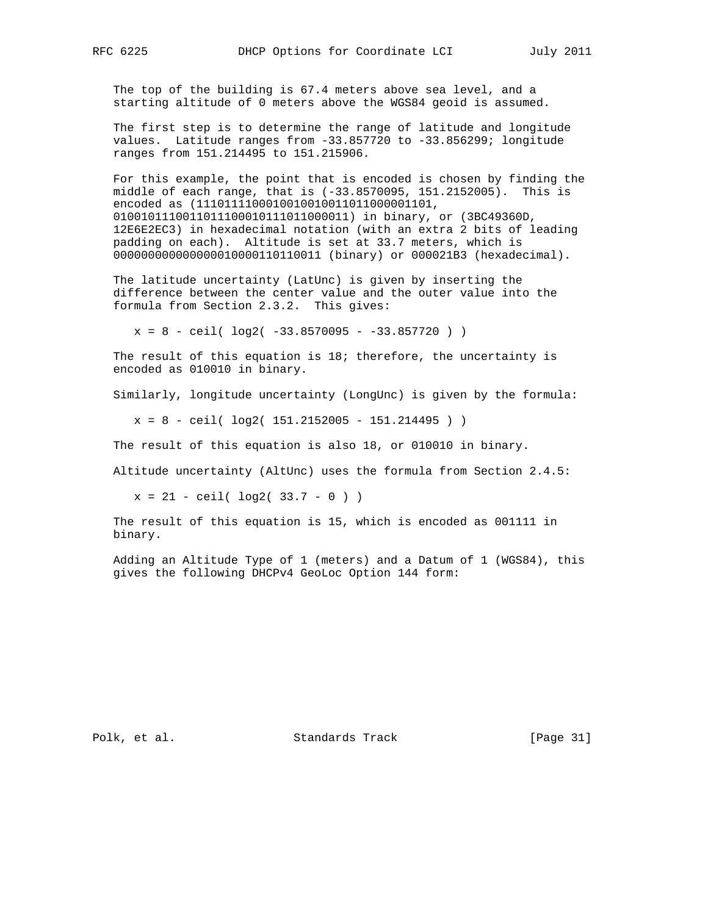The top of the building is 67.4 meters above sea level, and a starting altitude of 0 meters above the WGS84 geoid is assumed.

The first step is to determine the range of latitude and longitude values. Latitude ranges from -33.857720 to -33.856299; longitude ranges from 151.214495 to 151.215906.

For this example, the point that is encoded is chosen by finding the middle of each range, that is (-33.8570095, 151.2152005). This is encoded as (1110111100010010010011011000001101, 0100101110011011100010111011000011) in binary, or (3BC49360D, 12E6E2EC3) in hexadecimal notation (with an extra 2 bits of leading padding on each). Altitude is set at 33.7 meters, which is 000000000000000010000110110011 (binary) or 000021B3 (hexadecimal).

The latitude uncertainty (LatUnc) is given by inserting the difference between the center value and the outer value into the formula from Section 2.3.2. This gives:

```
x = 8 - ceil( log2( -33.8570095 - -33.857720 ) )
```

The result of this equation is 18; therefore, the uncertainty is encoded as 010010 in binary.

Similarly, longitude uncertainty (LongUnc) is given by the formula:

```
x = 8 - ceil( log2( 151.2152005 - 151.214495 ) )
```

The result of this equation is also 18, or 010010 in binary.

Altitude uncertainty (AltUnc) uses the formula from Section 2.4.5:

```
x = 21 - ceil( log2( 33.7 - 0 ) )
```

The result of this equation is 15, which is encoded as 001111 in binary.

Adding an Altitude Type of 1 (meters) and a Datum of 1 (WGS84), this gives the following DHCPv4 GeoLoc Option 144 form: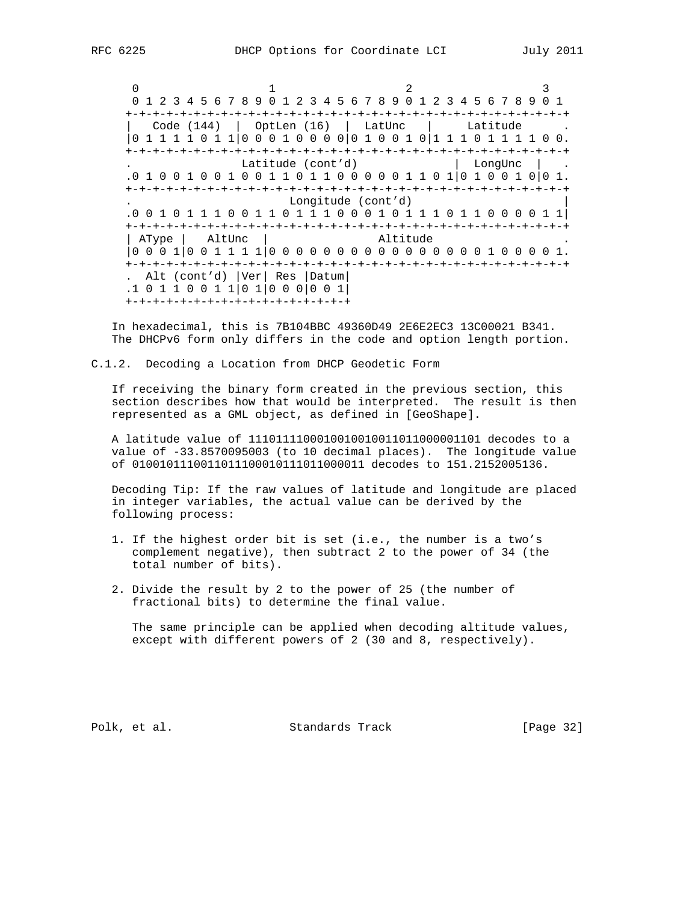```
    0                   1                   2                   3
    0 1 2 3 4 5 6 7 8 9 0 1 2 3 4 5 6 7 8 9 0 1 2 3 4 5 6 7 8 9 0 1
   +-+-+-+-+-+-+-+-+-+-+-+-+-+-+-+-+-+-+-+-+-+-+-+-+-+-+-+-+-+-+-+-+
   |   Code (144)  |  OptLen (16)  |  LatUnc   |     Latitude      .
   |0 1 1 1 1 0 1 1|0 0 0 1 0 0 0 0|0 1 0 0 1 0|1 1 1 0 1 1 1 1 0 0.
   +-+-+-+-+-+-+-+-+-+-+-+-+-+-+-+-+-+-+-+-+-+-+-+-+-+-+-+-+-+-+-+-+
   .               Latitude (cont'd)             |  LongUnc  |   .
   .0 1 0 0 1 0 0 1 0 0 1 1 0 1 1 0 0 0 0 0 1 1 0 1|0 1 0 0 1 0|0 1.
   +-+-+-+-+-+-+-+-+-+-+-+-+-+-+-+-+-+-+-+-+-+-+-+-+-+-+-+-+-+-+-+-+
   .                         Longitude (cont'd)                    |
   .0 0 1 0 1 1 1 0 0 1 1 0 1 1 1 0 0 0 1 0 1 1 1 0 1 1 0 0 0 0 1 1|
   +-+-+-+-+-+-+-+-+-+-+-+-+-+-+-+-+-+-+-+-+-+-+-+-+-+-+-+-+-+-+-+-+
   | AType |   AltUnc  |              Altitude                     .
   |0 0 0 1|0 0 1 1 1 1|0 0 0 0 0 0 0 0 0 0 0 0 0 0 0 0 0 1 0 0 0 0 1.
   +-+-+-+-+-+-+-+-+-+-+-+-+-+-+-+-+-+-+-+-+-+-+-+-+-+-+-+-+-+-+-+-+
   .  Alt (cont'd) |Ver| Res |Datum|
   .1 0 1 1 0 0 1 1|0 1|0 0 0|0 0 1|
   +-+-+-+-+-+-+-+-+-+-+-+-+-+-+-+-+
```

In hexadecimal, this is 7B104BBC 49360D49 2E6E2EC3 13C00021 B341. The DHCPv6 form only differs in the code and option length portion.

### C.1.2. Decoding a Location from DHCP Geodetic Form

If receiving the binary form created in the previous section, this section describes how that would be interpreted. The result is then represented as a GML object, as defined in [GeoShape].

A latitude value of 1110111100010010010011011000001101 decodes to a value of -33.8570095003 (to 10 decimal places). The longitude value of 0100101110011011100010111011000011 decodes to 151.2152005136.

Decoding Tip: If the raw values of latitude and longitude are placed in integer variables, the actual value can be derived by the following process:

1. If the highest order bit is set (i.e., the number is a two's complement negative), then subtract 2 to the power of 34 (the total number of bits).

2. Divide the result by 2 to the power of 25 (the number of fractional bits) to determine the final value.

   The same principle can be applied when decoding altitude values, except with different powers of 2 (30 and 8, respectively).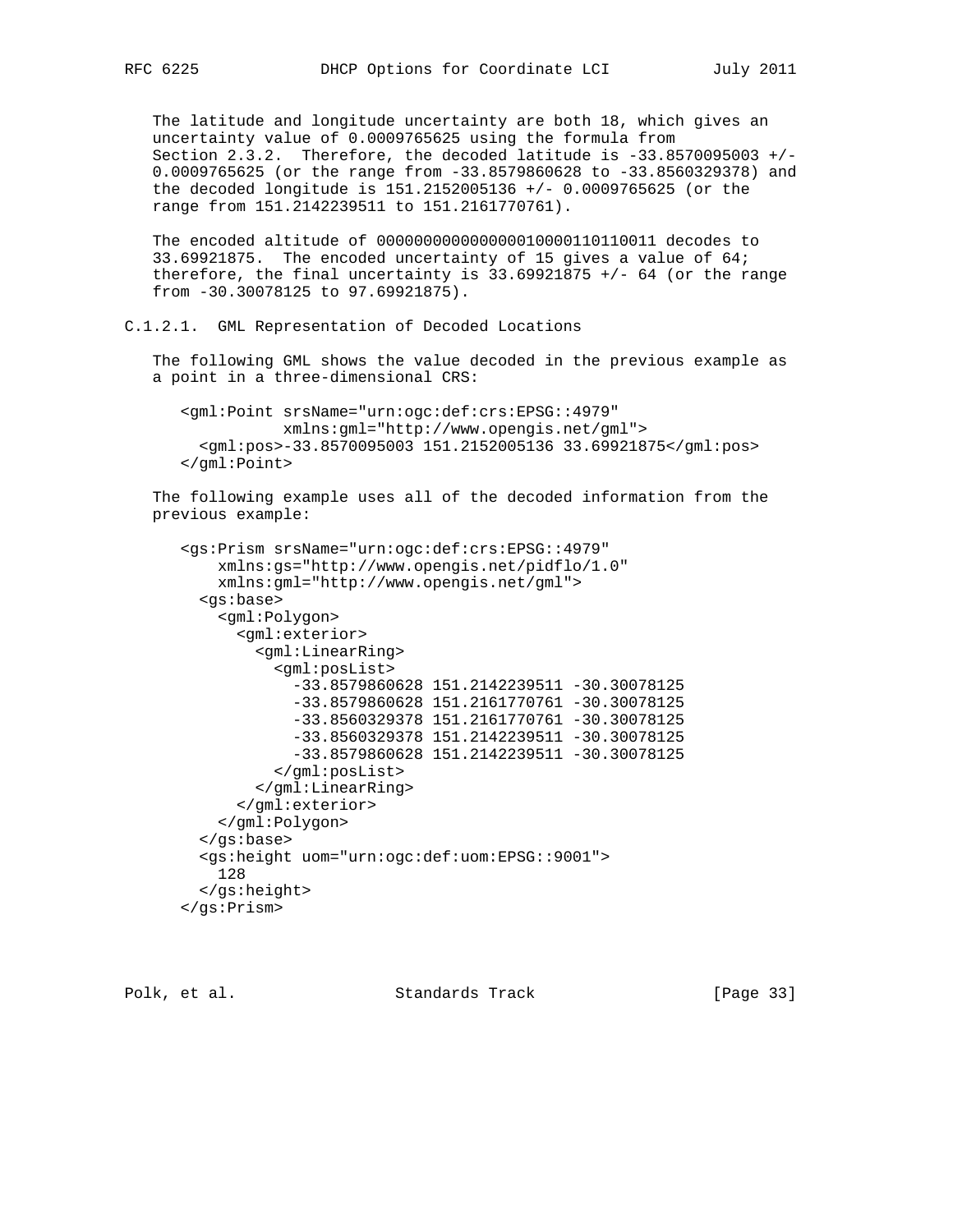The latitude and longitude uncertainty are both 18, which gives an uncertainty value of 0.0009765625 using the formula from Section 2.3.2. Therefore, the decoded latitude is -33.8570095003 +/- 0.0009765625 (or the range from -33.8579860628 to -33.8560329378) and the decoded longitude is 151.2152005136 +/- 0.0009765625 (or the range from 151.2142239511 to 151.2161770761).

The encoded altitude of 000000000000000010000110110011 decodes to 33.69921875. The encoded uncertainty of 15 gives a value of 64; therefore, the final uncertainty is 33.69921875 +/- 64 (or the range from -30.30078125 to 97.69921875).

### C.1.2.1. GML Representation of Decoded Locations

The following GML shows the value decoded in the previous example as a point in a three-dimensional CRS:

```
<gml:Point srsName="urn:ogc:def:crs:EPSG::4979"
           xmlns:gml="http://www.opengis.net/gml">
  <gml:pos>-33.8570095003 151.2152005136 33.69921875</gml:pos>
</gml:Point>
```

The following example uses all of the decoded information from the previous example:

```
<gs:Prism srsName="urn:ogc:def:crs:EPSG::4979"
    xmlns:gs="http://www.opengis.net/pidflo/1.0"
    xmlns:gml="http://www.opengis.net/gml">
  <gs:base>
    <gml:Polygon>
      <gml:exterior>
        <gml:LinearRing>
          <gml:posList>
            -33.8579860628 151.2142239511 -30.30078125
            -33.8579860628 151.2161770761 -30.30078125
            -33.8560329378 151.2161770761 -30.30078125
            -33.8560329378 151.2142239511 -30.30078125
            -33.8579860628 151.2142239511 -30.30078125
          </gml:posList>
        </gml:LinearRing>
      </gml:exterior>
    </gml:Polygon>
  </gs:base>
  <gs:height uom="urn:ogc:def:uom:EPSG::9001">
    128
  </gs:height>
</gs:Prism>
```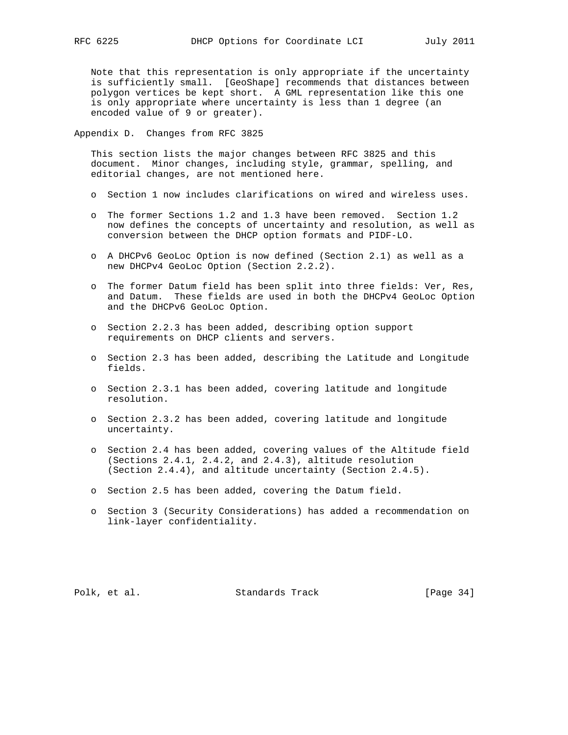Note that this representation is only appropriate if the uncertainty is sufficiently small. [GeoShape] recommends that distances between polygon vertices be kept short. A GML representation like this one is only appropriate where uncertainty is less than 1 degree (an encoded value of 9 or greater).

## Appendix D. Changes from RFC 3825

This section lists the major changes between RFC 3825 and this document. Minor changes, including style, grammar, spelling, and editorial changes, are not mentioned here.

- Section 1 now includes clarifications on wired and wireless uses.
- The former Sections 1.2 and 1.3 have been removed. Section 1.2 now defines the concepts of uncertainty and resolution, as well as conversion between the DHCP option formats and PIDF-LO.
- A DHCPv6 GeoLoc Option is now defined (Section 2.1) as well as a new DHCPv4 GeoLoc Option (Section 2.2.2).
- The former Datum field has been split into three fields: Ver, Res, and Datum. These fields are used in both the DHCPv4 GeoLoc Option and the DHCPv6 GeoLoc Option.
- Section 2.2.3 has been added, describing option support requirements on DHCP clients and servers.
- Section 2.3 has been added, describing the Latitude and Longitude fields.
- Section 2.3.1 has been added, covering latitude and longitude resolution.
- Section 2.3.2 has been added, covering latitude and longitude uncertainty.
- Section 2.4 has been added, covering values of the Altitude field (Sections 2.4.1, 2.4.2, and 2.4.3), altitude resolution (Section 2.4.4), and altitude uncertainty (Section 2.4.5).
- Section 2.5 has been added, covering the Datum field.
- Section 3 (Security Considerations) has added a recommendation on link-layer confidentiality.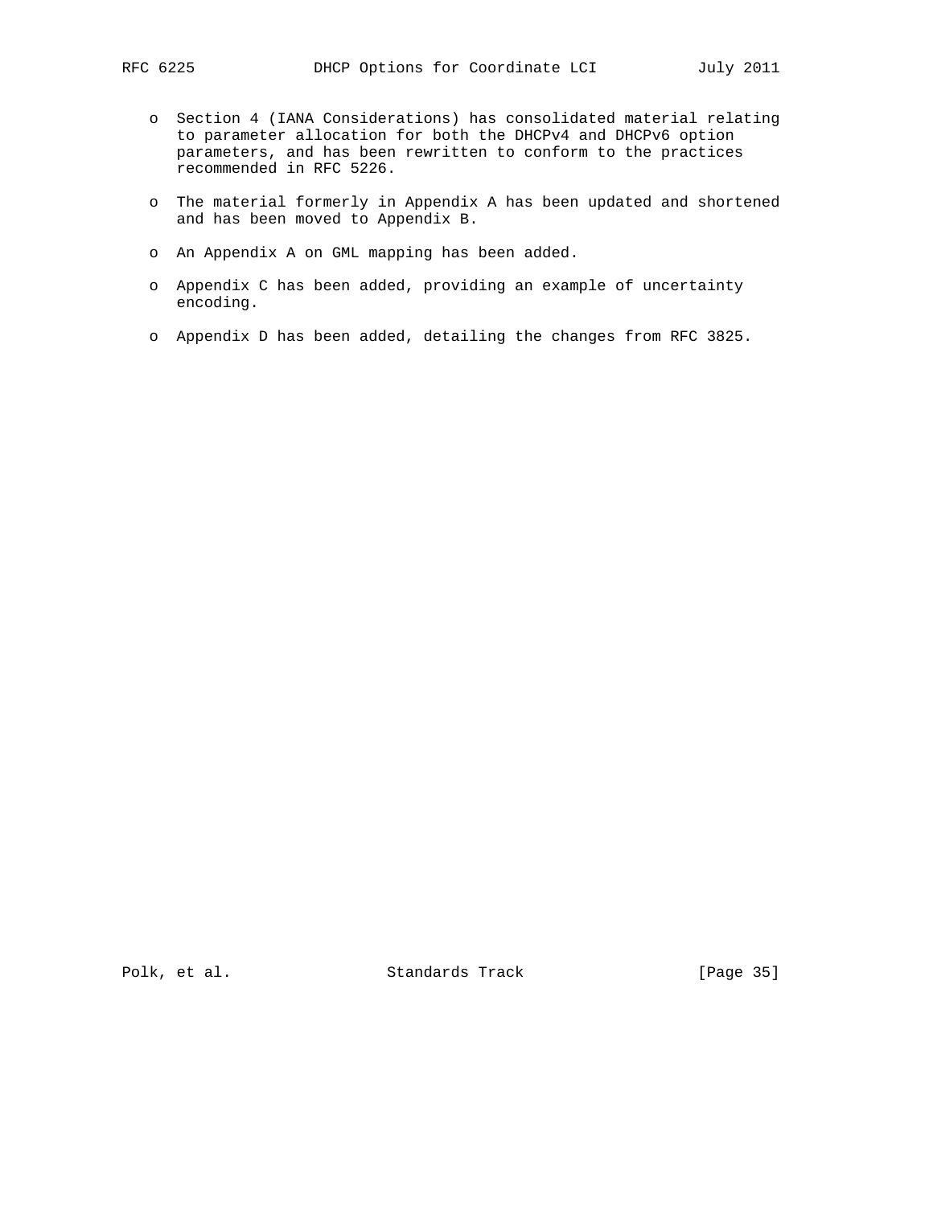- Section 4 (IANA Considerations) has consolidated material relating to parameter allocation for both the DHCPv4 and DHCPv6 option parameters, and has been rewritten to conform to the practices recommended in RFC 5226.

- The material formerly in Appendix A has been updated and shortened and has been moved to Appendix B.

- An Appendix A on GML mapping has been added.

- Appendix C has been added, providing an example of uncertainty encoding.

- Appendix D has been added, detailing the changes from RFC 3825.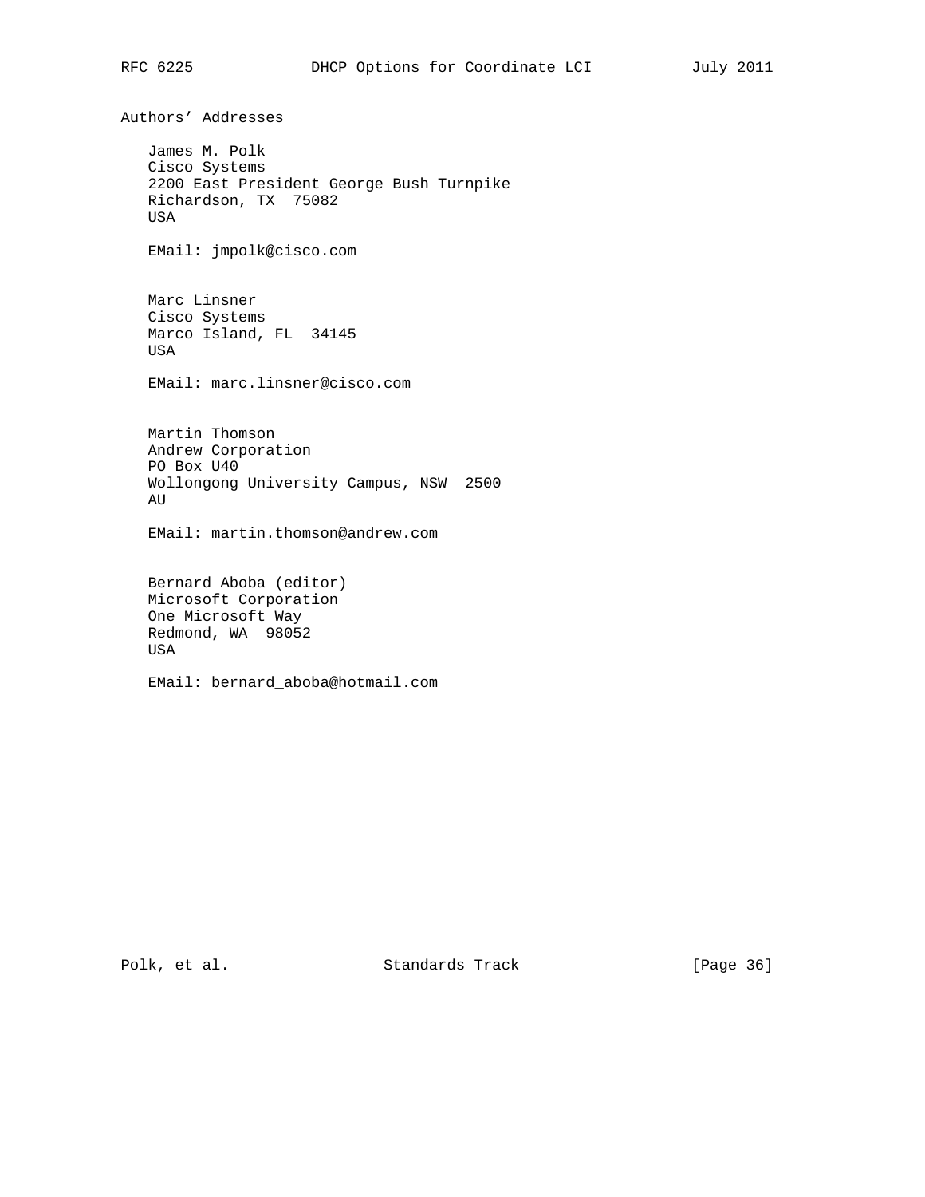## Authors' Addresses

James M. Polk
Cisco Systems
2200 East President George Bush Turnpike
Richardson, TX  75082
USA

EMail: jmpolk@cisco.com

Marc Linsner
Cisco Systems
Marco Island, FL  34145
USA

EMail: marc.linsner@cisco.com

Martin Thomson
Andrew Corporation
PO Box U40
Wollongong University Campus, NSW  2500
AU

EMail: martin.thomson@andrew.com

Bernard Aboba (editor)
Microsoft Corporation
One Microsoft Way
Redmond, WA  98052
USA

EMail: bernard_aboba@hotmail.com